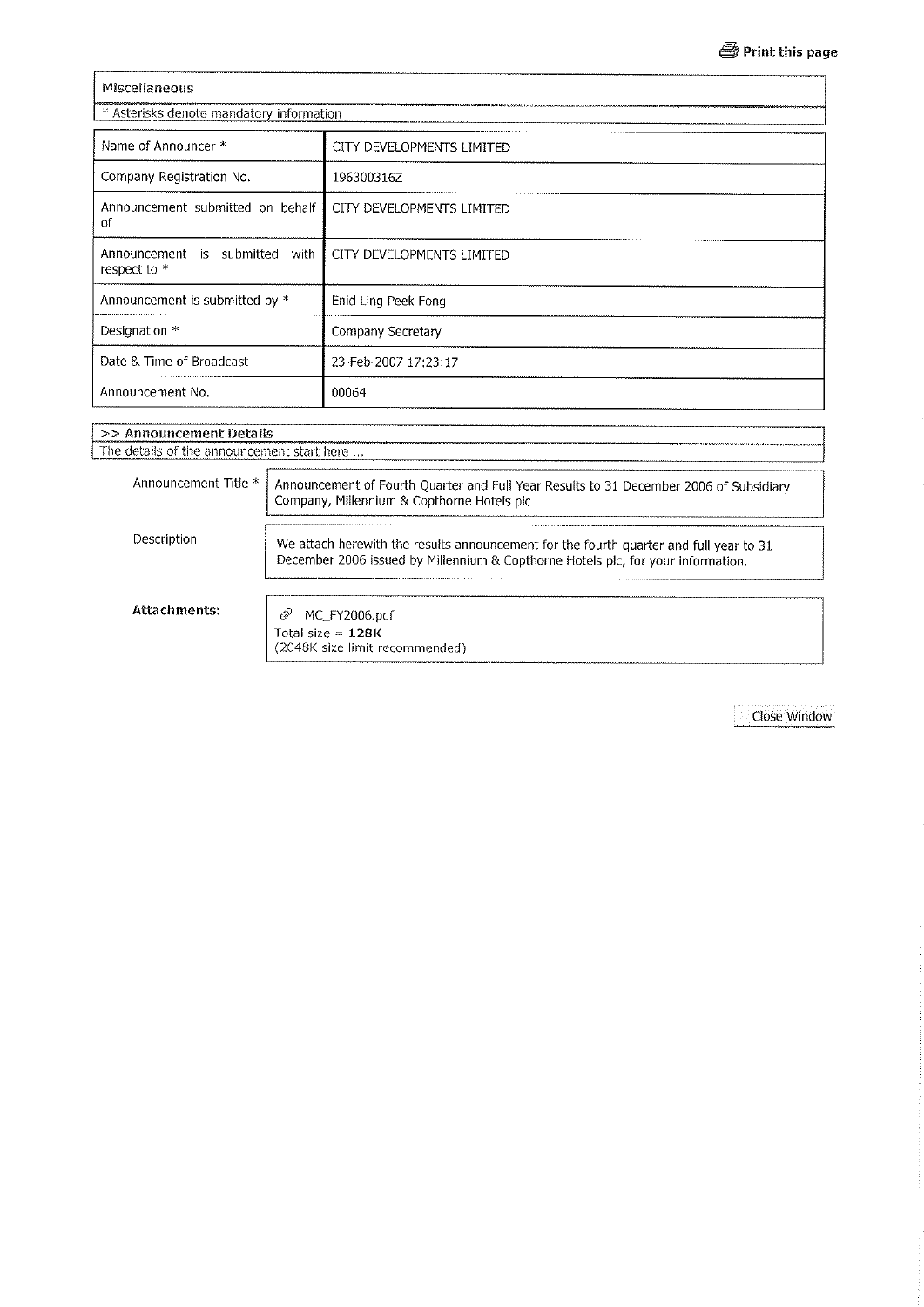## Miscellaneous

\* Asterisks denote mandatory information

| | |
|---|---|
| Name of Announcer * | CITY DEVELOPMENTS LIMITED |
| Company Registration No. | 196300316Z |
| Announcement submitted on behalf of | CITY DEVELOPMENTS LIMITED |
| Announcement is submitted with respect to * | CITY DEVELOPMENTS LIMITED |
| Announcement is submitted by * | Enid Ling Peek Fong |
| Designation * | Company Secretary |
| Date & Time of Broadcast | 23-Feb-2007 17:23:17 |
| Announcement No. | 00064 |

## >> Announcement Details

The details of the announcement start here ...

| | |
|---|---|
| Announcement Title * | Announcement of Fourth Quarter and Full Year Results to 31 December 2006 of Subsidiary Company, Millennium & Copthorne Hotels plc |
| Description | We attach herewith the results announcement for the fourth quarter and full year to 31 December 2006 issued by Millennium & Copthorne Hotels plc, for your information. |

**Attachments:**

MC_FY2006.pdf
Total size = **128K**
(2048K size limit recommended)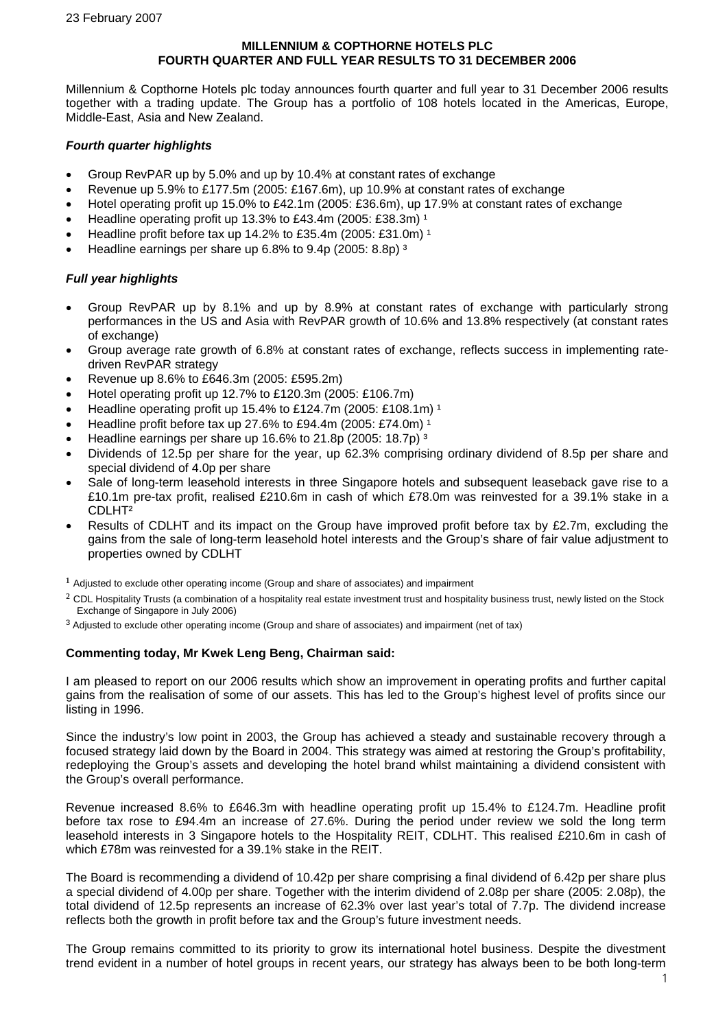23 February 2007

**MILLENNIUM & COPTHORNE HOTELS PLC**
**FOURTH QUARTER AND FULL YEAR RESULTS TO 31 DECEMBER 2006**

Millennium & Copthorne Hotels plc today announces fourth quarter and full year to 31 December 2006 results together with a trading update. The Group has a portfolio of 108 hotels located in the Americas, Europe, Middle-East, Asia and New Zealand.

***Fourth quarter highlights***

- Group RevPAR up by 5.0% and up by 10.4% at constant rates of exchange
- Revenue up 5.9% to £177.5m (2005: £167.6m), up 10.9% at constant rates of exchange
- Hotel operating profit up 15.0% to £42.1m (2005: £36.6m), up 17.9% at constant rates of exchange
- Headline operating profit up 13.3% to £43.4m (2005: £38.3m) [1]
- Headline profit before tax up 14.2% to £35.4m (2005: £31.0m) [1]
- Headline earnings per share up 6.8% to 9.4p (2005: 8.8p) [3]

***Full year highlights***

- Group RevPAR up by 8.1% and up by 8.9% at constant rates of exchange with particularly strong performances in the US and Asia with RevPAR growth of 10.6% and 13.8% respectively (at constant rates of exchange)
- Group average rate growth of 6.8% at constant rates of exchange, reflects success in implementing rate-driven RevPAR strategy
- Revenue up 8.6% to £646.3m (2005: £595.2m)
- Hotel operating profit up 12.7% to £120.3m (2005: £106.7m)
- Headline operating profit up 15.4% to £124.7m (2005: £108.1m) [1]
- Headline profit before tax up 27.6% to £94.4m (2005: £74.0m) [1]
- Headline earnings per share up 16.6% to 21.8p (2005: 18.7p) [3]
- Dividends of 12.5p per share for the year, up 62.3% comprising ordinary dividend of 8.5p per share and special dividend of 4.0p per share
- Sale of long-term leasehold interests in three Singapore hotels and subsequent leaseback gave rise to a £10.1m pre-tax profit, realised £210.6m in cash of which £78.0m was reinvested for a 39.1% stake in a CDLHT[2]
- Results of CDLHT and its impact on the Group have improved profit before tax by £2.7m, excluding the gains from the sale of long-term leasehold hotel interests and the Group's share of fair value adjustment to properties owned by CDLHT

[1] Adjusted to exclude other operating income (Group and share of associates) and impairment

[2] CDL Hospitality Trusts (a combination of a hospitality real estate investment trust and hospitality business trust, newly listed on the Stock Exchange of Singapore in July 2006)

[3] Adjusted to exclude other operating income (Group and share of associates) and impairment (net of tax)

**Commenting today, Mr Kwek Leng Beng, Chairman said:**

I am pleased to report on our 2006 results which show an improvement in operating profits and further capital gains from the realisation of some of our assets. This has led to the Group's highest level of profits since our listing in 1996.

Since the industry's low point in 2003, the Group has achieved a steady and sustainable recovery through a focused strategy laid down by the Board in 2004. This strategy was aimed at restoring the Group's profitability, redeploying the Group's assets and developing the hotel brand whilst maintaining a dividend consistent with the Group's overall performance.

Revenue increased 8.6% to £646.3m with headline operating profit up 15.4% to £124.7m. Headline profit before tax rose to £94.4m an increase of 27.6%. During the period under review we sold the long term leasehold interests in 3 Singapore hotels to the Hospitality REIT, CDLHT. This realised £210.6m in cash of which £78m was reinvested for a 39.1% stake in the REIT.

The Board is recommending a dividend of 10.42p per share comprising a final dividend of 6.42p per share plus a special dividend of 4.00p per share. Together with the interim dividend of 2.08p per share (2005: 2.08p), the total dividend of 12.5p represents an increase of 62.3% over last year's total of 7.7p. The dividend increase reflects both the growth in profit before tax and the Group's future investment needs.

The Group remains committed to its priority to grow its international hotel business. Despite the divestment trend evident in a number of hotel groups in recent years, our strategy has always been to be both long-term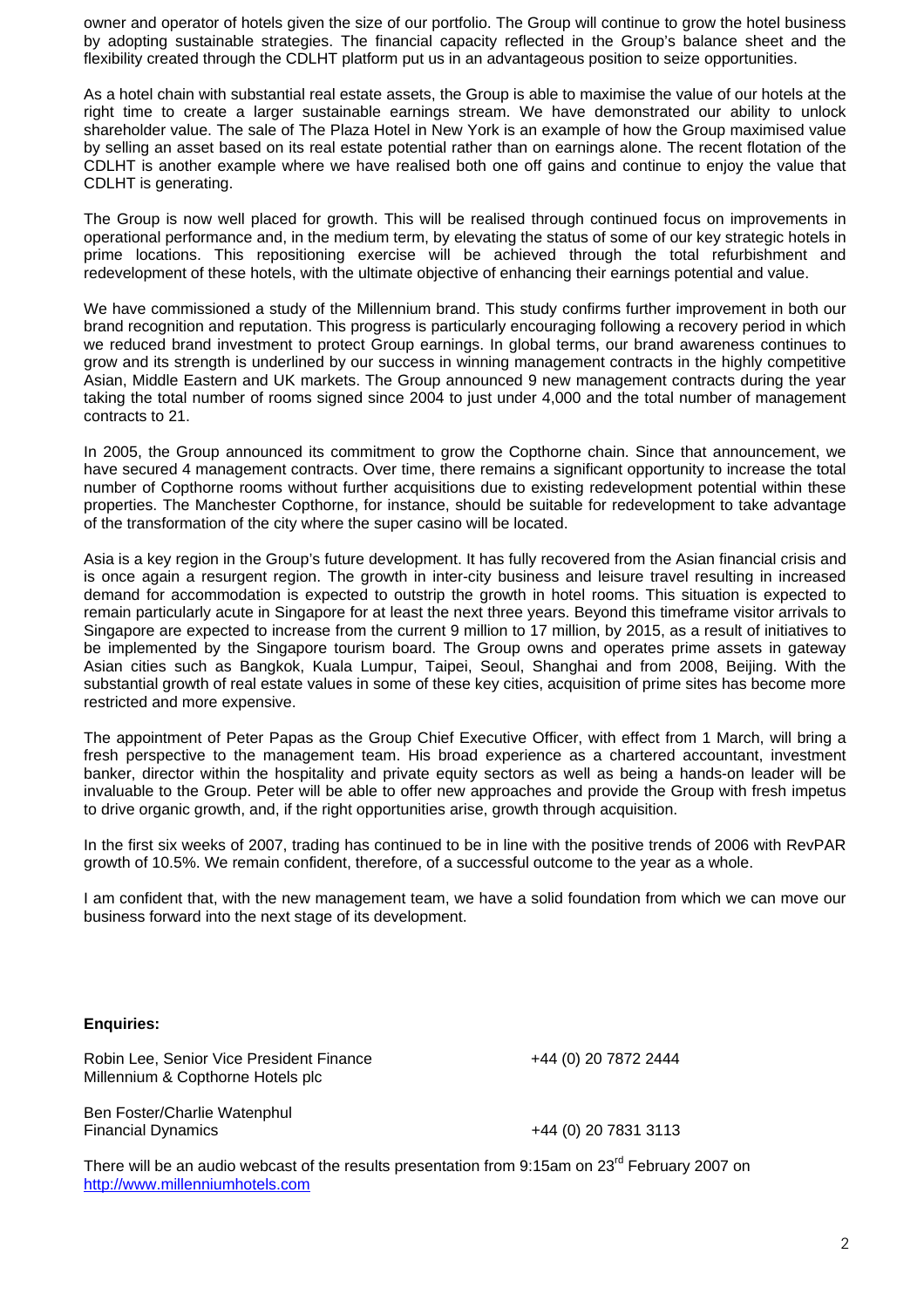owner and operator of hotels given the size of our portfolio. The Group will continue to grow the hotel business by adopting sustainable strategies. The financial capacity reflected in the Group's balance sheet and the flexibility created through the CDLHT platform put us in an advantageous position to seize opportunities.

As a hotel chain with substantial real estate assets, the Group is able to maximise the value of our hotels at the right time to create a larger sustainable earnings stream. We have demonstrated our ability to unlock shareholder value. The sale of The Plaza Hotel in New York is an example of how the Group maximised value by selling an asset based on its real estate potential rather than on earnings alone. The recent flotation of the CDLHT is another example where we have realised both one off gains and continue to enjoy the value that CDLHT is generating.

The Group is now well placed for growth. This will be realised through continued focus on improvements in operational performance and, in the medium term, by elevating the status of some of our key strategic hotels in prime locations. This repositioning exercise will be achieved through the total refurbishment and redevelopment of these hotels, with the ultimate objective of enhancing their earnings potential and value.

We have commissioned a study of the Millennium brand. This study confirms further improvement in both our brand recognition and reputation. This progress is particularly encouraging following a recovery period in which we reduced brand investment to protect Group earnings. In global terms, our brand awareness continues to grow and its strength is underlined by our success in winning management contracts in the highly competitive Asian, Middle Eastern and UK markets. The Group announced 9 new management contracts during the year taking the total number of rooms signed since 2004 to just under 4,000 and the total number of management contracts to 21.

In 2005, the Group announced its commitment to grow the Copthorne chain. Since that announcement, we have secured 4 management contracts. Over time, there remains a significant opportunity to increase the total number of Copthorne rooms without further acquisitions due to existing redevelopment potential within these properties. The Manchester Copthorne, for instance, should be suitable for redevelopment to take advantage of the transformation of the city where the super casino will be located.

Asia is a key region in the Group's future development. It has fully recovered from the Asian financial crisis and is once again a resurgent region. The growth in inter-city business and leisure travel resulting in increased demand for accommodation is expected to outstrip the growth in hotel rooms. This situation is expected to remain particularly acute in Singapore for at least the next three years. Beyond this timeframe visitor arrivals to Singapore are expected to increase from the current 9 million to 17 million, by 2015, as a result of initiatives to be implemented by the Singapore tourism board. The Group owns and operates prime assets in gateway Asian cities such as Bangkok, Kuala Lumpur, Taipei, Seoul, Shanghai and from 2008, Beijing. With the substantial growth of real estate values in some of these key cities, acquisition of prime sites has become more restricted and more expensive.

The appointment of Peter Papas as the Group Chief Executive Officer, with effect from 1 March, will bring a fresh perspective to the management team. His broad experience as a chartered accountant, investment banker, director within the hospitality and private equity sectors as well as being a hands-on leader will be invaluable to the Group. Peter will be able to offer new approaches and provide the Group with fresh impetus to drive organic growth, and, if the right opportunities arise, growth through acquisition.

In the first six weeks of 2007, trading has continued to be in line with the positive trends of 2006 with RevPAR growth of 10.5%. We remain confident, therefore, of a successful outcome to the year as a whole.

I am confident that, with the new management team, we have a solid foundation from which we can move our business forward into the next stage of its development.

**Enquiries:**

Robin Lee, Senior Vice President Finance — +44 (0) 20 7872 2444
Millennium & Copthorne Hotels plc

Ben Foster/Charlie Watenphul
Financial Dynamics — +44 (0) 20 7831 3113

There will be an audio webcast of the results presentation from 9:15am on 23rd February 2007 on http://www.millenniumhotels.com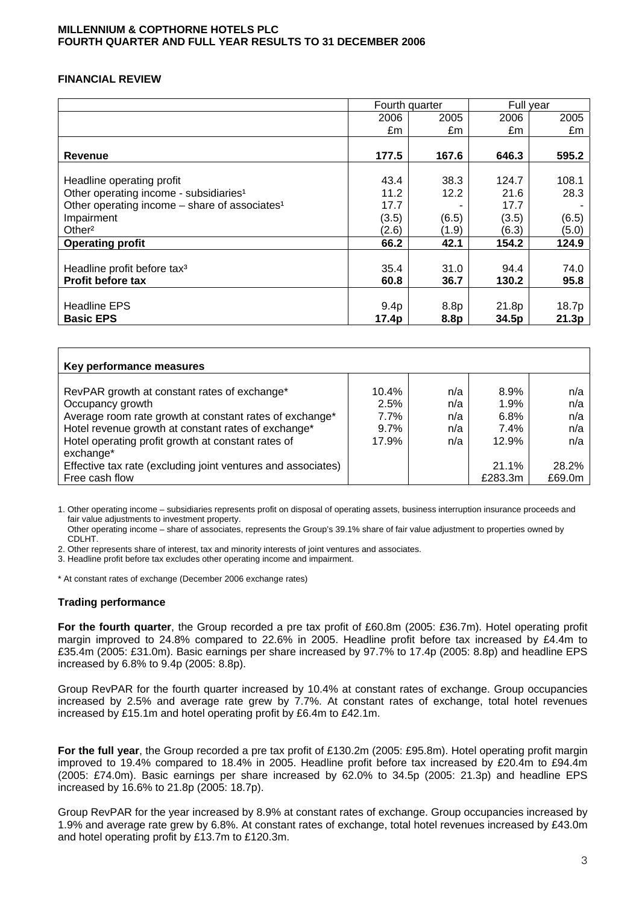**MILLENNIUM & COPTHORNE HOTELS PLC**
**FOURTH QUARTER AND FULL YEAR RESULTS TO 31 DECEMBER 2006**

## FINANCIAL REVIEW

| | Fourth quarter | | Full year | |
|---|---|---|---|---|
| | 2006 | 2005 | 2006 | 2005 |
| | £m | £m | £m | £m |
| **Revenue** | **177.5** | **167.6** | **646.3** | **595.2** |
| Headline operating profit | 43.4 | 38.3 | 124.7 | 108.1 |
| Other operating income - subsidiaries[1] | 11.2 | 12.2 | 21.6 | 28.3 |
| Other operating income – share of associates[1] | 17.7 | - | 17.7 | - |
| Impairment | (3.5) | (6.5) | (3.5) | (6.5) |
| Other[2] | (2.6) | (1.9) | (6.3) | (5.0) |
| **Operating profit** | **66.2** | **42.1** | **154.2** | **124.9** |
| Headline profit before tax[3] | 35.4 | 31.0 | 94.4 | 74.0 |
| **Profit before tax** | **60.8** | **36.7** | **130.2** | **95.8** |
| Headline EPS | 9.4p | 8.8p | 21.8p | 18.7p |
| **Basic EPS** | **17.4p** | **8.8p** | **34.5p** | **21.3p** |

| **Key performance measures** | | | | |
|---|---|---|---|---|
| RevPAR growth at constant rates of exchange* | 10.4% | n/a | 8.9% | n/a |
| Occupancy growth | 2.5% | n/a | 1.9% | n/a |
| Average room rate growth at constant rates of exchange* | 7.7% | n/a | 6.8% | n/a |
| Hotel revenue growth at constant rates of exchange* | 9.7% | n/a | 7.4% | n/a |
| Hotel operating profit growth at constant rates of exchange* | 17.9% | n/a | 12.9% | n/a |
| Effective tax rate (excluding joint ventures and associates) | | | 21.1% | 28.2% |
| Free cash flow | | | £283.3m | £69.0m |

1. Other operating income – subsidiaries represents profit on disposal of operating assets, business interruption insurance proceeds and fair value adjustments to investment property.
   Other operating income – share of associates, represents the Group's 39.1% share of fair value adjustment to properties owned by CDLHT.
2. Other represents share of interest, tax and minority interests of joint ventures and associates.
3. Headline profit before tax excludes other operating income and impairment.

\* At constant rates of exchange (December 2006 exchange rates)

### Trading performance

**For the fourth quarter**, the Group recorded a pre tax profit of £60.8m (2005: £36.7m). Hotel operating profit margin improved to 24.8% compared to 22.6% in 2005. Headline profit before tax increased by £4.4m to £35.4m (2005: £31.0m). Basic earnings per share increased by 97.7% to 17.4p (2005: 8.8p) and headline EPS increased by 6.8% to 9.4p (2005: 8.8p).

Group RevPAR for the fourth quarter increased by 10.4% at constant rates of exchange. Group occupancies increased by 2.5% and average rate grew by 7.7%. At constant rates of exchange, total hotel revenues increased by £15.1m and hotel operating profit by £6.4m to £42.1m.

**For the full year**, the Group recorded a pre tax profit of £130.2m (2005: £95.8m). Hotel operating profit margin improved to 19.4% compared to 18.4% in 2005. Headline profit before tax increased by £20.4m to £94.4m (2005: £74.0m). Basic earnings per share increased by 62.0% to 34.5p (2005: 21.3p) and headline EPS increased by 16.6% to 21.8p (2005: 18.7p).

Group RevPAR for the year increased by 8.9% at constant rates of exchange. Group occupancies increased by 1.9% and average rate grew by 6.8%. At constant rates of exchange, total hotel revenues increased by £43.0m and hotel operating profit by £13.7m to £120.3m.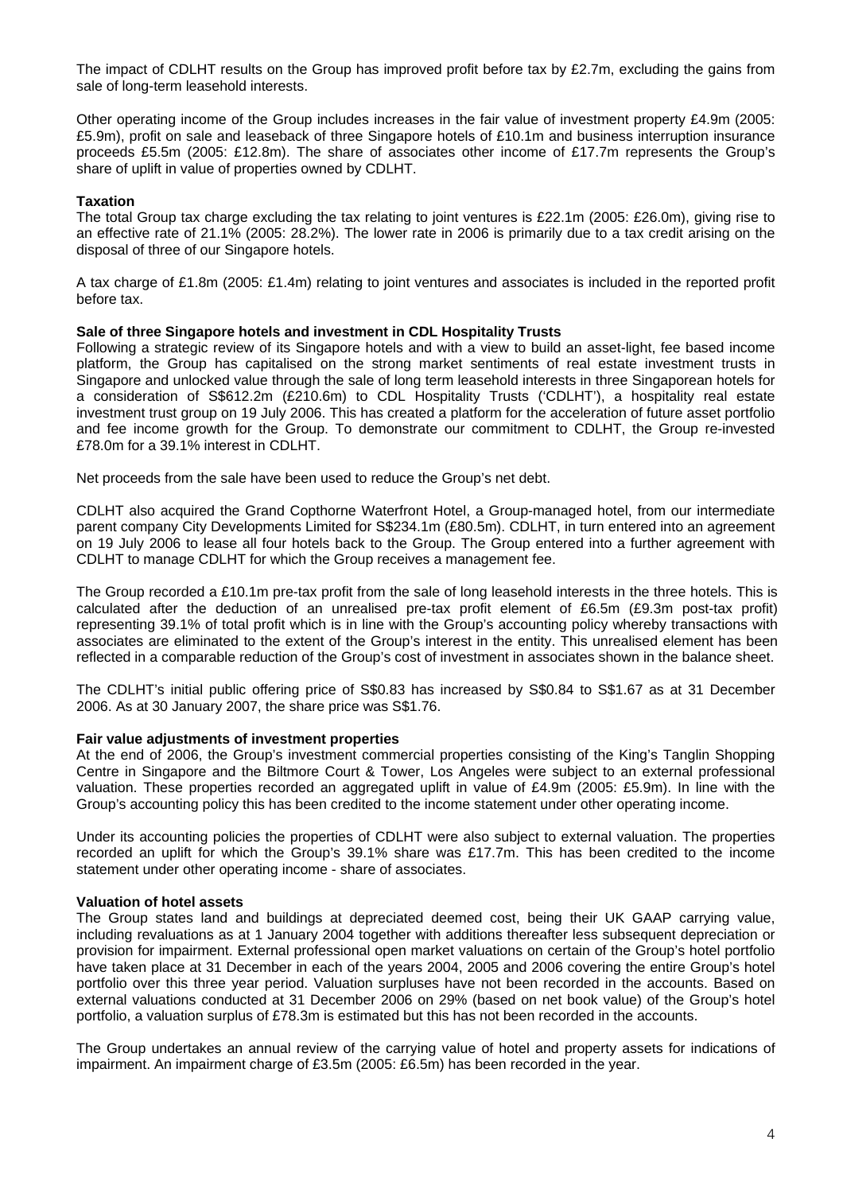The impact of CDLHT results on the Group has improved profit before tax by £2.7m, excluding the gains from sale of long-term leasehold interests.

Other operating income of the Group includes increases in the fair value of investment property £4.9m (2005: £5.9m), profit on sale and leaseback of three Singapore hotels of £10.1m and business interruption insurance proceeds £5.5m (2005: £12.8m). The share of associates other income of £17.7m represents the Group's share of uplift in value of properties owned by CDLHT.

**Taxation**

The total Group tax charge excluding the tax relating to joint ventures is £22.1m (2005: £26.0m), giving rise to an effective rate of 21.1% (2005: 28.2%). The lower rate in 2006 is primarily due to a tax credit arising on the disposal of three of our Singapore hotels.

A tax charge of £1.8m (2005: £1.4m) relating to joint ventures and associates is included in the reported profit before tax.

**Sale of three Singapore hotels and investment in CDL Hospitality Trusts**

Following a strategic review of its Singapore hotels and with a view to build an asset-light, fee based income platform, the Group has capitalised on the strong market sentiments of real estate investment trusts in Singapore and unlocked value through the sale of long term leasehold interests in three Singaporean hotels for a consideration of S$612.2m (£210.6m) to CDL Hospitality Trusts ('CDLHT'), a hospitality real estate investment trust group on 19 July 2006. This has created a platform for the acceleration of future asset portfolio and fee income growth for the Group. To demonstrate our commitment to CDLHT, the Group re-invested £78.0m for a 39.1% interest in CDLHT.

Net proceeds from the sale have been used to reduce the Group's net debt.

CDLHT also acquired the Grand Copthorne Waterfront Hotel, a Group-managed hotel, from our intermediate parent company City Developments Limited for S$234.1m (£80.5m). CDLHT, in turn entered into an agreement on 19 July 2006 to lease all four hotels back to the Group. The Group entered into a further agreement with CDLHT to manage CDLHT for which the Group receives a management fee.

The Group recorded a £10.1m pre-tax profit from the sale of long leasehold interests in the three hotels. This is calculated after the deduction of an unrealised pre-tax profit element of £6.5m (£9.3m post-tax profit) representing 39.1% of total profit which is in line with the Group's accounting policy whereby transactions with associates are eliminated to the extent of the Group's interest in the entity. This unrealised element has been reflected in a comparable reduction of the Group's cost of investment in associates shown in the balance sheet.

The CDLHT's initial public offering price of S$0.83 has increased by S$0.84 to S$1.67 as at 31 December 2006. As at 30 January 2007, the share price was S$1.76.

**Fair value adjustments of investment properties**

At the end of 2006, the Group's investment commercial properties consisting of the King's Tanglin Shopping Centre in Singapore and the Biltmore Court & Tower, Los Angeles were subject to an external professional valuation. These properties recorded an aggregated uplift in value of £4.9m (2005: £5.9m). In line with the Group's accounting policy this has been credited to the income statement under other operating income.

Under its accounting policies the properties of CDLHT were also subject to external valuation. The properties recorded an uplift for which the Group's 39.1% share was £17.7m. This has been credited to the income statement under other operating income - share of associates.

**Valuation of hotel assets**

The Group states land and buildings at depreciated deemed cost, being their UK GAAP carrying value, including revaluations as at 1 January 2004 together with additions thereafter less subsequent depreciation or provision for impairment. External professional open market valuations on certain of the Group's hotel portfolio have taken place at 31 December in each of the years 2004, 2005 and 2006 covering the entire Group's hotel portfolio over this three year period. Valuation surpluses have not been recorded in the accounts. Based on external valuations conducted at 31 December 2006 on 29% (based on net book value) of the Group's hotel portfolio, a valuation surplus of £78.3m is estimated but this has not been recorded in the accounts.

The Group undertakes an annual review of the carrying value of hotel and property assets for indications of impairment. An impairment charge of £3.5m (2005: £6.5m) has been recorded in the year.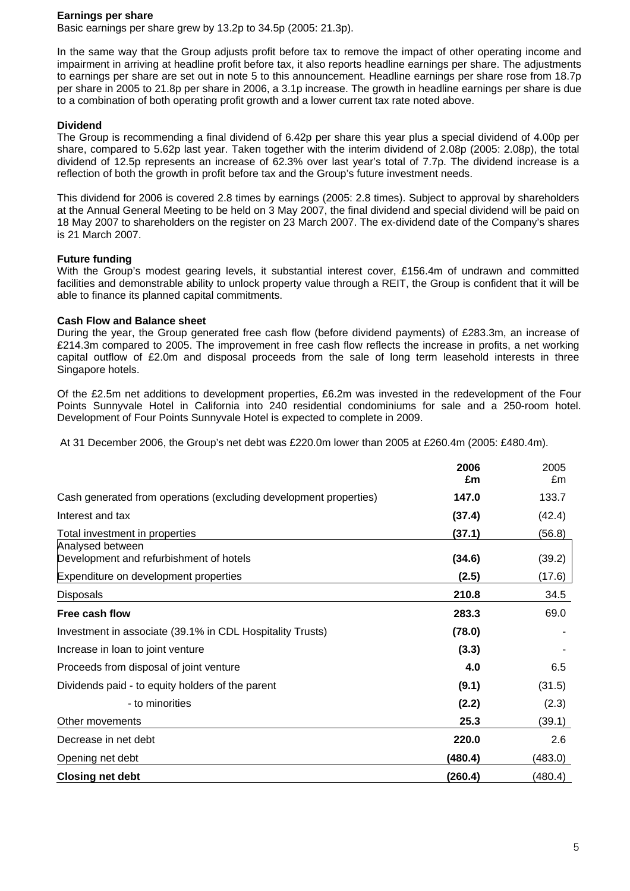**Earnings per share**

Basic earnings per share grew by 13.2p to 34.5p (2005: 21.3p).

In the same way that the Group adjusts profit before tax to remove the impact of other operating income and impairment in arriving at headline profit before tax, it also reports headline earnings per share. The adjustments to earnings per share are set out in note 5 to this announcement. Headline earnings per share rose from 18.7p per share in 2005 to 21.8p per share in 2006, a 3.1p increase. The growth in headline earnings per share is due to a combination of both operating profit growth and a lower current tax rate noted above.

**Dividend**

The Group is recommending a final dividend of 6.42p per share this year plus a special dividend of 4.00p per share, compared to 5.62p last year. Taken together with the interim dividend of 2.08p (2005: 2.08p), the total dividend of 12.5p represents an increase of 62.3% over last year's total of 7.7p. The dividend increase is a reflection of both the growth in profit before tax and the Group's future investment needs.

This dividend for 2006 is covered 2.8 times by earnings (2005: 2.8 times). Subject to approval by shareholders at the Annual General Meeting to be held on 3 May 2007, the final dividend and special dividend will be paid on 18 May 2007 to shareholders on the register on 23 March 2007. The ex-dividend date of the Company's shares is 21 March 2007.

**Future funding**

With the Group's modest gearing levels, it substantial interest cover, £156.4m of undrawn and committed facilities and demonstrable ability to unlock property value through a REIT, the Group is confident that it will be able to finance its planned capital commitments.

**Cash Flow and Balance sheet**

During the year, the Group generated free cash flow (before dividend payments) of £283.3m, an increase of £214.3m compared to 2005. The improvement in free cash flow reflects the increase in profits, a net working capital outflow of £2.0m and disposal proceeds from the sale of long term leasehold interests in three Singapore hotels.

Of the £2.5m net additions to development properties, £6.2m was invested in the redevelopment of the Four Points Sunnyvale Hotel in California into 240 residential condominiums for sale and a 250-room hotel. Development of Four Points Sunnyvale Hotel is expected to complete in 2009.

At 31 December 2006, the Group's net debt was £220.0m lower than 2005 at £260.4m (2005: £480.4m).

| | **2006 £m** | 2005 £m |
|---|---|---|
| Cash generated from operations (excluding development properties) | **147.0** | 133.7 |
| Interest and tax | **(37.4)** | (42.4) |
| Total investment in properties | **(37.1)** | (56.8) |
| Analysed between<br>Development and refurbishment of hotels | **(34.6)** | (39.2) |
| Expenditure on development properties | **(2.5)** | (17.6) |
| Disposals | **210.8** | 34.5 |
| **Free cash flow** | **283.3** | 69.0 |
| Investment in associate (39.1% in CDL Hospitality Trusts) | **(78.0)** | - |
| Increase in loan to joint venture | **(3.3)** | - |
| Proceeds from disposal of joint venture | **4.0** | 6.5 |
| Dividends paid - to equity holders of the parent | **(9.1)** | (31.5) |
| - to minorities | **(2.2)** | (2.3) |
| Other movements | **25.3** | (39.1) |
| Decrease in net debt | **220.0** | 2.6 |
| Opening net debt | **(480.4)** | (483.0) |
| **Closing net debt** | **(260.4)** | (480.4) |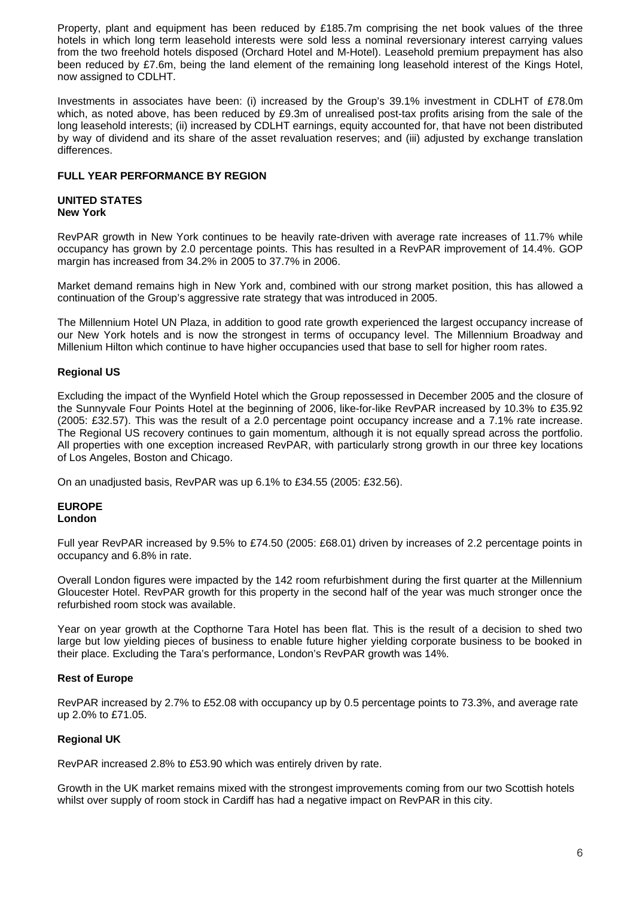Property, plant and equipment has been reduced by £185.7m comprising the net book values of the three hotels in which long term leasehold interests were sold less a nominal reversionary interest carrying values from the two freehold hotels disposed (Orchard Hotel and M-Hotel). Leasehold premium prepayment has also been reduced by £7.6m, being the land element of the remaining long leasehold interest of the Kings Hotel, now assigned to CDLHT.

Investments in associates have been: (i) increased by the Group's 39.1% investment in CDLHT of £78.0m which, as noted above, has been reduced by £9.3m of unrealised post-tax profits arising from the sale of the long leasehold interests; (ii) increased by CDLHT earnings, equity accounted for, that have not been distributed by way of dividend and its share of the asset revaluation reserves; and (iii) adjusted by exchange translation differences.

## FULL YEAR PERFORMANCE BY REGION

### UNITED STATES

#### New York

RevPAR growth in New York continues to be heavily rate-driven with average rate increases of 11.7% while occupancy has grown by 2.0 percentage points. This has resulted in a RevPAR improvement of 14.4%. GOP margin has increased from 34.2% in 2005 to 37.7% in 2006.

Market demand remains high in New York and, combined with our strong market position, this has allowed a continuation of the Group's aggressive rate strategy that was introduced in 2005.

The Millennium Hotel UN Plaza, in addition to good rate growth experienced the largest occupancy increase of our New York hotels and is now the strongest in terms of occupancy level. The Millennium Broadway and Millenium Hilton which continue to have higher occupancies used that base to sell for higher room rates.

#### Regional US

Excluding the impact of the Wynfield Hotel which the Group repossessed in December 2005 and the closure of the Sunnyvale Four Points Hotel at the beginning of 2006, like-for-like RevPAR increased by 10.3% to £35.92 (2005: £32.57). This was the result of a 2.0 percentage point occupancy increase and a 7.1% rate increase. The Regional US recovery continues to gain momentum, although it is not equally spread across the portfolio. All properties with one exception increased RevPAR, with particularly strong growth in our three key locations of Los Angeles, Boston and Chicago.

On an unadjusted basis, RevPAR was up 6.1% to £34.55 (2005: £32.56).

### EUROPE

#### London

Full year RevPAR increased by 9.5% to £74.50 (2005: £68.01) driven by increases of 2.2 percentage points in occupancy and 6.8% in rate.

Overall London figures were impacted by the 142 room refurbishment during the first quarter at the Millennium Gloucester Hotel. RevPAR growth for this property in the second half of the year was much stronger once the refurbished room stock was available.

Year on year growth at the Copthorne Tara Hotel has been flat. This is the result of a decision to shed two large but low yielding pieces of business to enable future higher yielding corporate business to be booked in their place. Excluding the Tara's performance, London's RevPAR growth was 14%.

#### Rest of Europe

RevPAR increased by 2.7% to £52.08 with occupancy up by 0.5 percentage points to 73.3%, and average rate up 2.0% to £71.05.

#### Regional UK

RevPAR increased 2.8% to £53.90 which was entirely driven by rate.

Growth in the UK market remains mixed with the strongest improvements coming from our two Scottish hotels whilst over supply of room stock in Cardiff has had a negative impact on RevPAR in this city.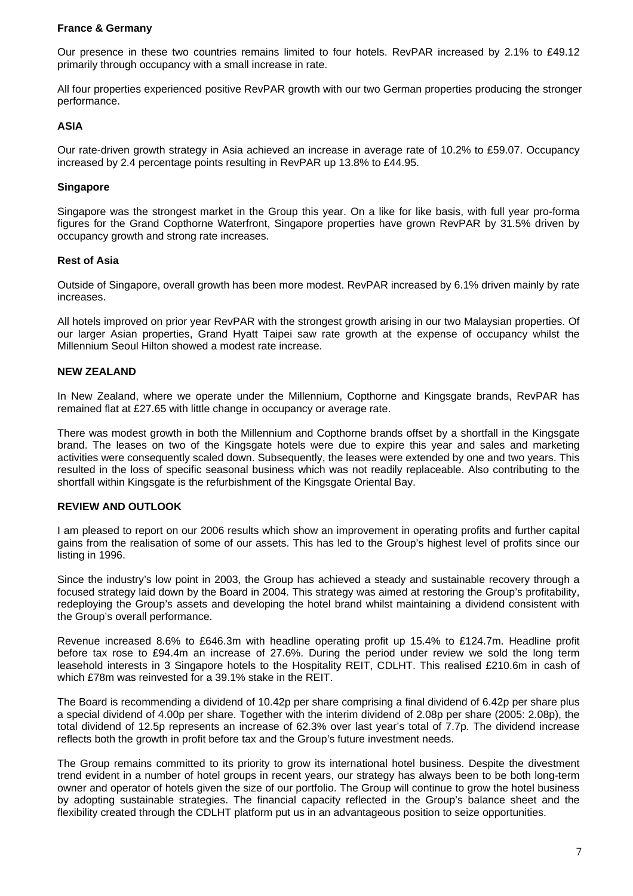### France & Germany

Our presence in these two countries remains limited to four hotels. RevPAR increased by 2.1% to £49.12 primarily through occupancy with a small increase in rate.

All four properties experienced positive RevPAR growth with our two German properties producing the stronger performance.

## ASIA

Our rate-driven growth strategy in Asia achieved an increase in average rate of 10.2% to £59.07. Occupancy increased by 2.4 percentage points resulting in RevPAR up 13.8% to £44.95.

### Singapore

Singapore was the strongest market in the Group this year. On a like for like basis, with full year pro-forma figures for the Grand Copthorne Waterfront, Singapore properties have grown RevPAR by 31.5% driven by occupancy growth and strong rate increases.

### Rest of Asia

Outside of Singapore, overall growth has been more modest. RevPAR increased by 6.1% driven mainly by rate increases.

All hotels improved on prior year RevPAR with the strongest growth arising in our two Malaysian properties. Of our larger Asian properties, Grand Hyatt Taipei saw rate growth at the expense of occupancy whilst the Millennium Seoul Hilton showed a modest rate increase.

## NEW ZEALAND

In New Zealand, where we operate under the Millennium, Copthorne and Kingsgate brands, RevPAR has remained flat at £27.65 with little change in occupancy or average rate.

There was modest growth in both the Millennium and Copthorne brands offset by a shortfall in the Kingsgate brand. The leases on two of the Kingsgate hotels were due to expire this year and sales and marketing activities were consequently scaled down. Subsequently, the leases were extended by one and two years. This resulted in the loss of specific seasonal business which was not readily replaceable. Also contributing to the shortfall within Kingsgate is the refurbishment of the Kingsgate Oriental Bay.

## REVIEW AND OUTLOOK

I am pleased to report on our 2006 results which show an improvement in operating profits and further capital gains from the realisation of some of our assets. This has led to the Group's highest level of profits since our listing in 1996.

Since the industry's low point in 2003, the Group has achieved a steady and sustainable recovery through a focused strategy laid down by the Board in 2004. This strategy was aimed at restoring the Group's profitability, redeploying the Group's assets and developing the hotel brand whilst maintaining a dividend consistent with the Group's overall performance.

Revenue increased 8.6% to £646.3m with headline operating profit up 15.4% to £124.7m. Headline profit before tax rose to £94.4m an increase of 27.6%. During the period under review we sold the long term leasehold interests in 3 Singapore hotels to the Hospitality REIT, CDLHT. This realised £210.6m in cash of which £78m was reinvested for a 39.1% stake in the REIT.

The Board is recommending a dividend of 10.42p per share comprising a final dividend of 6.42p per share plus a special dividend of 4.00p per share. Together with the interim dividend of 2.08p per share (2005: 2.08p), the total dividend of 12.5p represents an increase of 62.3% over last year's total of 7.7p. The dividend increase reflects both the growth in profit before tax and the Group's future investment needs.

The Group remains committed to its priority to grow its international hotel business. Despite the divestment trend evident in a number of hotel groups in recent years, our strategy has always been to be both long-term owner and operator of hotels given the size of our portfolio. The Group will continue to grow the hotel business by adopting sustainable strategies. The financial capacity reflected in the Group's balance sheet and the flexibility created through the CDLHT platform put us in an advantageous position to seize opportunities.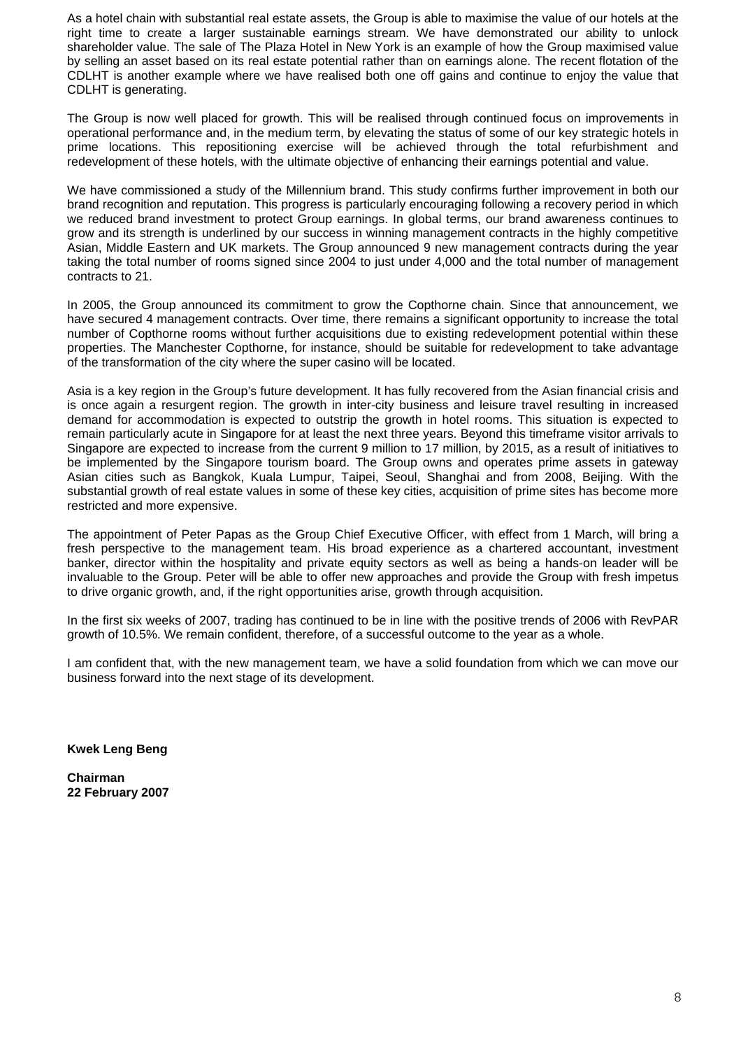As a hotel chain with substantial real estate assets, the Group is able to maximise the value of our hotels at the right time to create a larger sustainable earnings stream. We have demonstrated our ability to unlock shareholder value. The sale of The Plaza Hotel in New York is an example of how the Group maximised value by selling an asset based on its real estate potential rather than on earnings alone. The recent flotation of the CDLHT is another example where we have realised both one off gains and continue to enjoy the value that CDLHT is generating.

The Group is now well placed for growth. This will be realised through continued focus on improvements in operational performance and, in the medium term, by elevating the status of some of our key strategic hotels in prime locations. This repositioning exercise will be achieved through the total refurbishment and redevelopment of these hotels, with the ultimate objective of enhancing their earnings potential and value.

We have commissioned a study of the Millennium brand. This study confirms further improvement in both our brand recognition and reputation. This progress is particularly encouraging following a recovery period in which we reduced brand investment to protect Group earnings. In global terms, our brand awareness continues to grow and its strength is underlined by our success in winning management contracts in the highly competitive Asian, Middle Eastern and UK markets. The Group announced 9 new management contracts during the year taking the total number of rooms signed since 2004 to just under 4,000 and the total number of management contracts to 21.

In 2005, the Group announced its commitment to grow the Copthorne chain. Since that announcement, we have secured 4 management contracts. Over time, there remains a significant opportunity to increase the total number of Copthorne rooms without further acquisitions due to existing redevelopment potential within these properties. The Manchester Copthorne, for instance, should be suitable for redevelopment to take advantage of the transformation of the city where the super casino will be located.

Asia is a key region in the Group's future development. It has fully recovered from the Asian financial crisis and is once again a resurgent region. The growth in inter-city business and leisure travel resulting in increased demand for accommodation is expected to outstrip the growth in hotel rooms. This situation is expected to remain particularly acute in Singapore for at least the next three years. Beyond this timeframe visitor arrivals to Singapore are expected to increase from the current 9 million to 17 million, by 2015, as a result of initiatives to be implemented by the Singapore tourism board. The Group owns and operates prime assets in gateway Asian cities such as Bangkok, Kuala Lumpur, Taipei, Seoul, Shanghai and from 2008, Beijing. With the substantial growth of real estate values in some of these key cities, acquisition of prime sites has become more restricted and more expensive.

The appointment of Peter Papas as the Group Chief Executive Officer, with effect from 1 March, will bring a fresh perspective to the management team. His broad experience as a chartered accountant, investment banker, director within the hospitality and private equity sectors as well as being a hands-on leader will be invaluable to the Group. Peter will be able to offer new approaches and provide the Group with fresh impetus to drive organic growth, and, if the right opportunities arise, growth through acquisition.

In the first six weeks of 2007, trading has continued to be in line with the positive trends of 2006 with RevPAR growth of 10.5%. We remain confident, therefore, of a successful outcome to the year as a whole.

I am confident that, with the new management team, we have a solid foundation from which we can move our business forward into the next stage of its development.

**Kwek Leng Beng**

**Chairman**
**22 February 2007**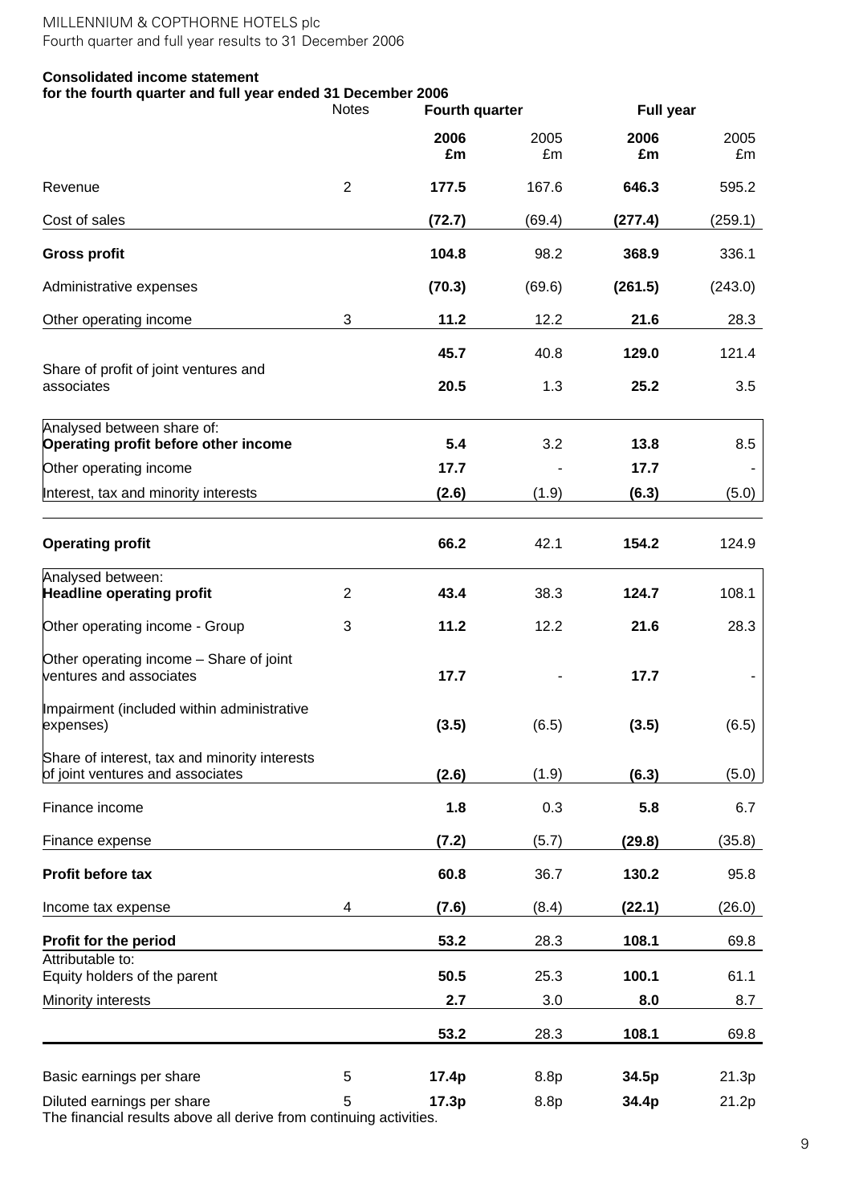**Consolidated income statement**
**for the fourth quarter and full year ended 31 December 2006**

| | Notes | Fourth quarter | | Full year | |
|---|---|---|---|---|---|
| | | **2006 £m** | 2005 £m | **2006 £m** | 2005 £m |
| Revenue | 2 | **177.5** | 167.6 | **646.3** | 595.2 |
| Cost of sales | | **(72.7)** | (69.4) | **(277.4)** | (259.1) |
| **Gross profit** | | **104.8** | 98.2 | **368.9** | 336.1 |
| Administrative expenses | | **(70.3)** | (69.6) | **(261.5)** | (243.0) |
| Other operating income | 3 | **11.2** | 12.2 | **21.6** | 28.3 |
| | | **45.7** | 40.8 | **129.0** | 121.4 |
| Share of profit of joint ventures and associates | | **20.5** | 1.3 | **25.2** | 3.5 |
| Analysed between share of: | | | | | |
| **Operating profit before other income** | | **5.4** | 3.2 | **13.8** | 8.5 |
| Other operating income | | **17.7** | - | **17.7** | - |
| Interest, tax and minority interests | | **(2.6)** | (1.9) | **(6.3)** | (5.0) |
| **Operating profit** | | **66.2** | 42.1 | **154.2** | 124.9 |
| Analysed between: | | | | | |
| **Headline operating profit** | 2 | **43.4** | 38.3 | **124.7** | 108.1 |
| Other operating income - Group | 3 | **11.2** | 12.2 | **21.6** | 28.3 |
| Other operating income – Share of joint ventures and associates | | **17.7** | - | **17.7** | - |
| Impairment (included within administrative expenses) | | **(3.5)** | (6.5) | **(3.5)** | (6.5) |
| Share of interest, tax and minority interests of joint ventures and associates | | **(2.6)** | (1.9) | **(6.3)** | (5.0) |
| Finance income | | **1.8** | 0.3 | **5.8** | 6.7 |
| Finance expense | | **(7.2)** | (5.7) | **(29.8)** | (35.8) |
| **Profit before tax** | | **60.8** | 36.7 | **130.2** | 95.8 |
| Income tax expense | 4 | **(7.6)** | (8.4) | **(22.1)** | (26.0) |
| **Profit for the period** | | **53.2** | 28.3 | **108.1** | 69.8 |
| Attributable to: | | | | | |
| Equity holders of the parent | | **50.5** | 25.3 | **100.1** | 61.1 |
| Minority interests | | **2.7** | 3.0 | **8.0** | 8.7 |
| | | **53.2** | 28.3 | **108.1** | 69.8 |
| Basic earnings per share | 5 | **17.4p** | 8.8p | **34.5p** | 21.3p |
| Diluted earnings per share | 5 | **17.3p** | 8.8p | **34.4p** | 21.2p |

The financial results above all derive from continuing activities.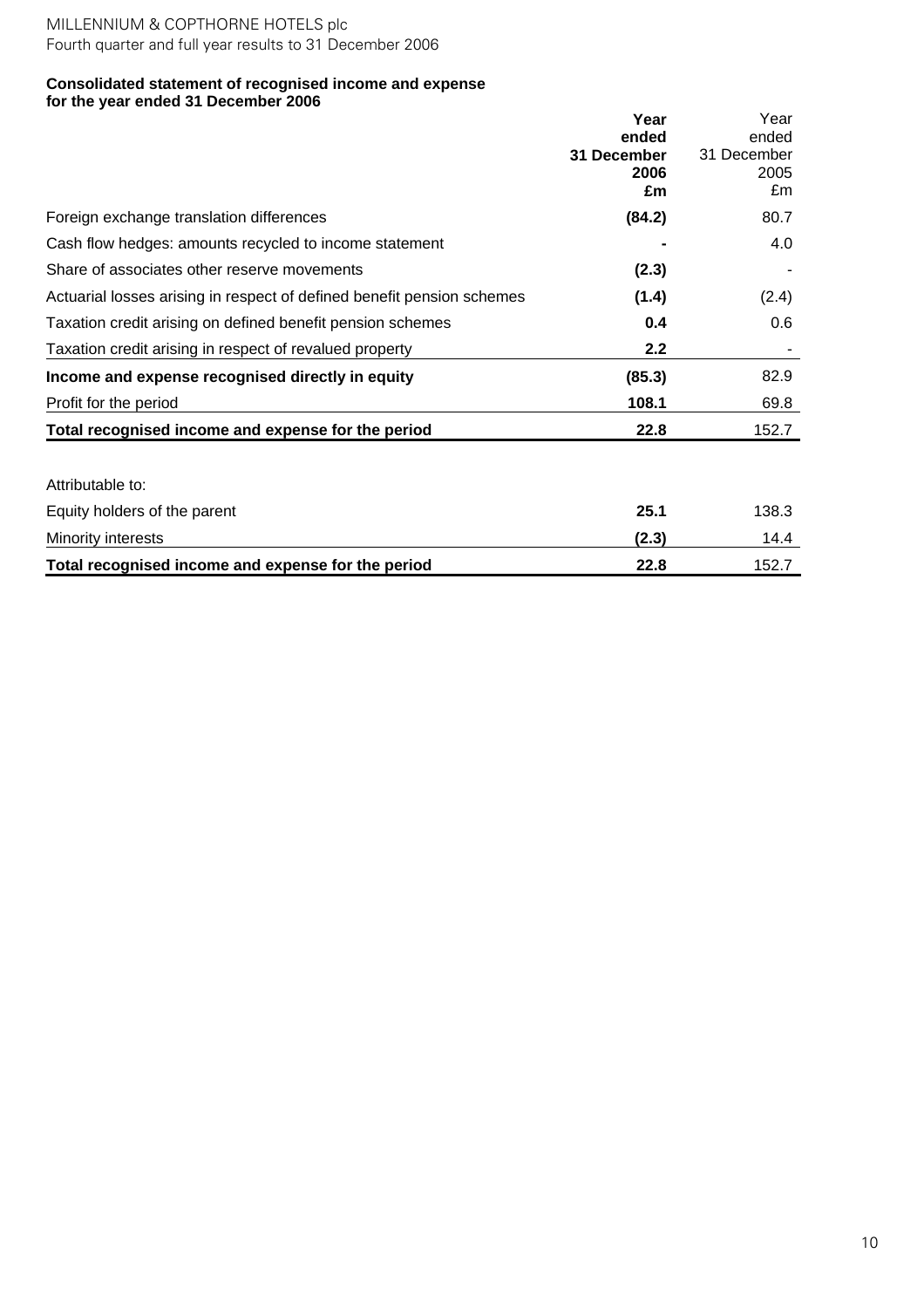**Consolidated statement of recognised income and expense**
**for the year ended 31 December 2006**

| | **Year ended 31 December 2006 £m** | Year ended 31 December 2005 £m |
|---|---|---|
| Foreign exchange translation differences | **(84.2)** | 80.7 |
| Cash flow hedges: amounts recycled to income statement | **-** | 4.0 |
| Share of associates other reserve movements | **(2.3)** | - |
| Actuarial losses arising in respect of defined benefit pension schemes | **(1.4)** | (2.4) |
| Taxation credit arising on defined benefit pension schemes | **0.4** | 0.6 |
| Taxation credit arising in respect of revalued property | **2.2** | - |
| **Income and expense recognised directly in equity** | **(85.3)** | 82.9 |
| Profit for the period | **108.1** | 69.8 |
| **Total recognised income and expense for the period** | **22.8** | 152.7 |
| | | |
| Attributable to: | | |
| Equity holders of the parent | **25.1** | 138.3 |
| Minority interests | **(2.3)** | 14.4 |
| **Total recognised income and expense for the period** | **22.8** | 152.7 |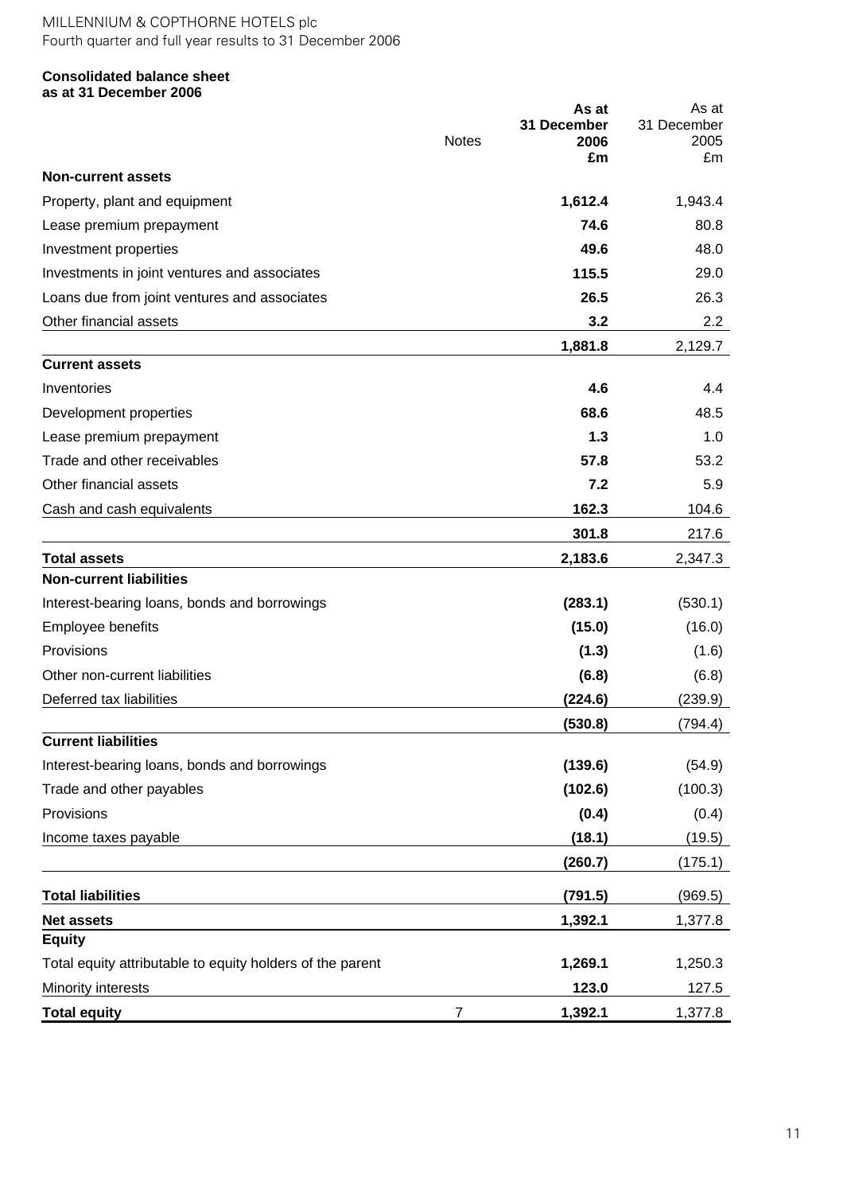**Consolidated balance sheet**
**as at 31 December 2006**

| | Notes | As at 31 December 2006 £m | As at 31 December 2005 £m |
|---|---|---|---|
| **Non-current assets** | | | |
| Property, plant and equipment | | **1,612.4** | 1,943.4 |
| Lease premium prepayment | | **74.6** | 80.8 |
| Investment properties | | **49.6** | 48.0 |
| Investments in joint ventures and associates | | **115.5** | 29.0 |
| Loans due from joint ventures and associates | | **26.5** | 26.3 |
| Other financial assets | | **3.2** | 2.2 |
| | | **1,881.8** | 2,129.7 |
| **Current assets** | | | |
| Inventories | | **4.6** | 4.4 |
| Development properties | | **68.6** | 48.5 |
| Lease premium prepayment | | **1.3** | 1.0 |
| Trade and other receivables | | **57.8** | 53.2 |
| Other financial assets | | **7.2** | 5.9 |
| Cash and cash equivalents | | **162.3** | 104.6 |
| | | **301.8** | 217.6 |
| **Total assets** | | **2,183.6** | 2,347.3 |
| **Non-current liabilities** | | | |
| Interest-bearing loans, bonds and borrowings | | **(283.1)** | (530.1) |
| Employee benefits | | **(15.0)** | (16.0) |
| Provisions | | **(1.3)** | (1.6) |
| Other non-current liabilities | | **(6.8)** | (6.8) |
| Deferred tax liabilities | | **(224.6)** | (239.9) |
| | | **(530.8)** | (794.4) |
| **Current liabilities** | | | |
| Interest-bearing loans, bonds and borrowings | | **(139.6)** | (54.9) |
| Trade and other payables | | **(102.6)** | (100.3) |
| Provisions | | **(0.4)** | (0.4) |
| Income taxes payable | | **(18.1)** | (19.5) |
| | | **(260.7)** | (175.1) |
| **Total liabilities** | | **(791.5)** | (969.5) |
| **Net assets** | | **1,392.1** | 1,377.8 |
| **Equity** | | | |
| Total equity attributable to equity holders of the parent | | **1,269.1** | 1,250.3 |
| Minority interests | | **123.0** | 127.5 |
| **Total equity** | 7 | **1,392.1** | 1,377.8 |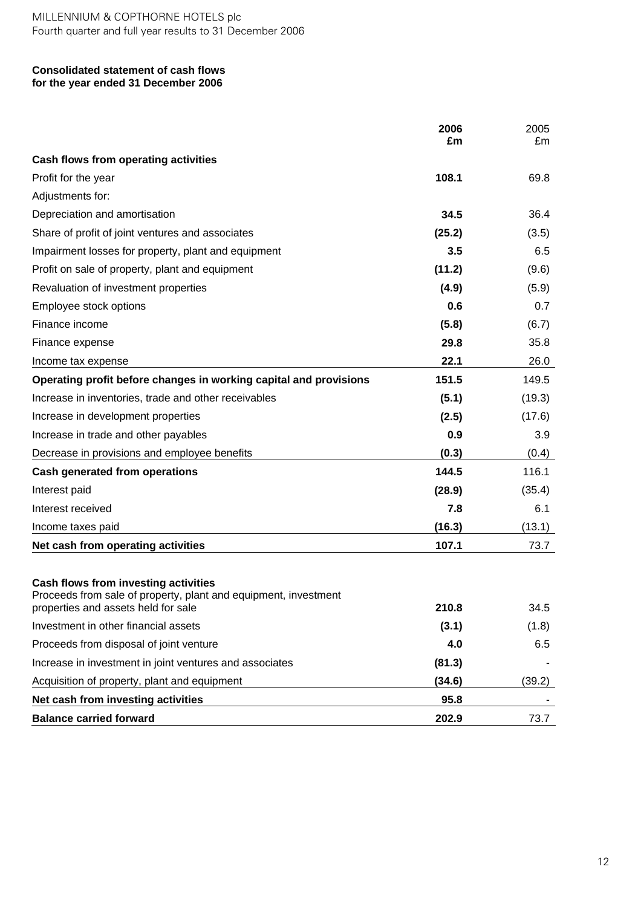**Consolidated statement of cash flows**
**for the year ended 31 December 2006**

| | 2006 £m | 2005 £m |
|---|---|---|
| **Cash flows from operating activities** | | |
| Profit for the year | **108.1** | 69.8 |
| Adjustments for: | | |
| Depreciation and amortisation | **34.5** | 36.4 |
| Share of profit of joint ventures and associates | **(25.2)** | (3.5) |
| Impairment losses for property, plant and equipment | **3.5** | 6.5 |
| Profit on sale of property, plant and equipment | **(11.2)** | (9.6) |
| Revaluation of investment properties | **(4.9)** | (5.9) |
| Employee stock options | **0.6** | 0.7 |
| Finance income | **(5.8)** | (6.7) |
| Finance expense | **29.8** | 35.8 |
| Income tax expense | **22.1** | 26.0 |
| **Operating profit before changes in working capital and provisions** | **151.5** | 149.5 |
| Increase in inventories, trade and other receivables | **(5.1)** | (19.3) |
| Increase in development properties | **(2.5)** | (17.6) |
| Increase in trade and other payables | **0.9** | 3.9 |
| Decrease in provisions and employee benefits | **(0.3)** | (0.4) |
| **Cash generated from operations** | **144.5** | 116.1 |
| Interest paid | **(28.9)** | (35.4) |
| Interest received | **7.8** | 6.1 |
| Income taxes paid | **(16.3)** | (13.1) |
| **Net cash from operating activities** | **107.1** | 73.7 |
| | | |
| **Cash flows from investing activities** | | |
| Proceeds from sale of property, plant and equipment, investment properties and assets held for sale | **210.8** | 34.5 |
| Investment in other financial assets | **(3.1)** | (1.8) |
| Proceeds from disposal of joint venture | **4.0** | 6.5 |
| Increase in investment in joint ventures and associates | **(81.3)** | - |
| Acquisition of property, plant and equipment | **(34.6)** | (39.2) |
| **Net cash from investing activities** | **95.8** | - |
| **Balance carried forward** | **202.9** | 73.7 |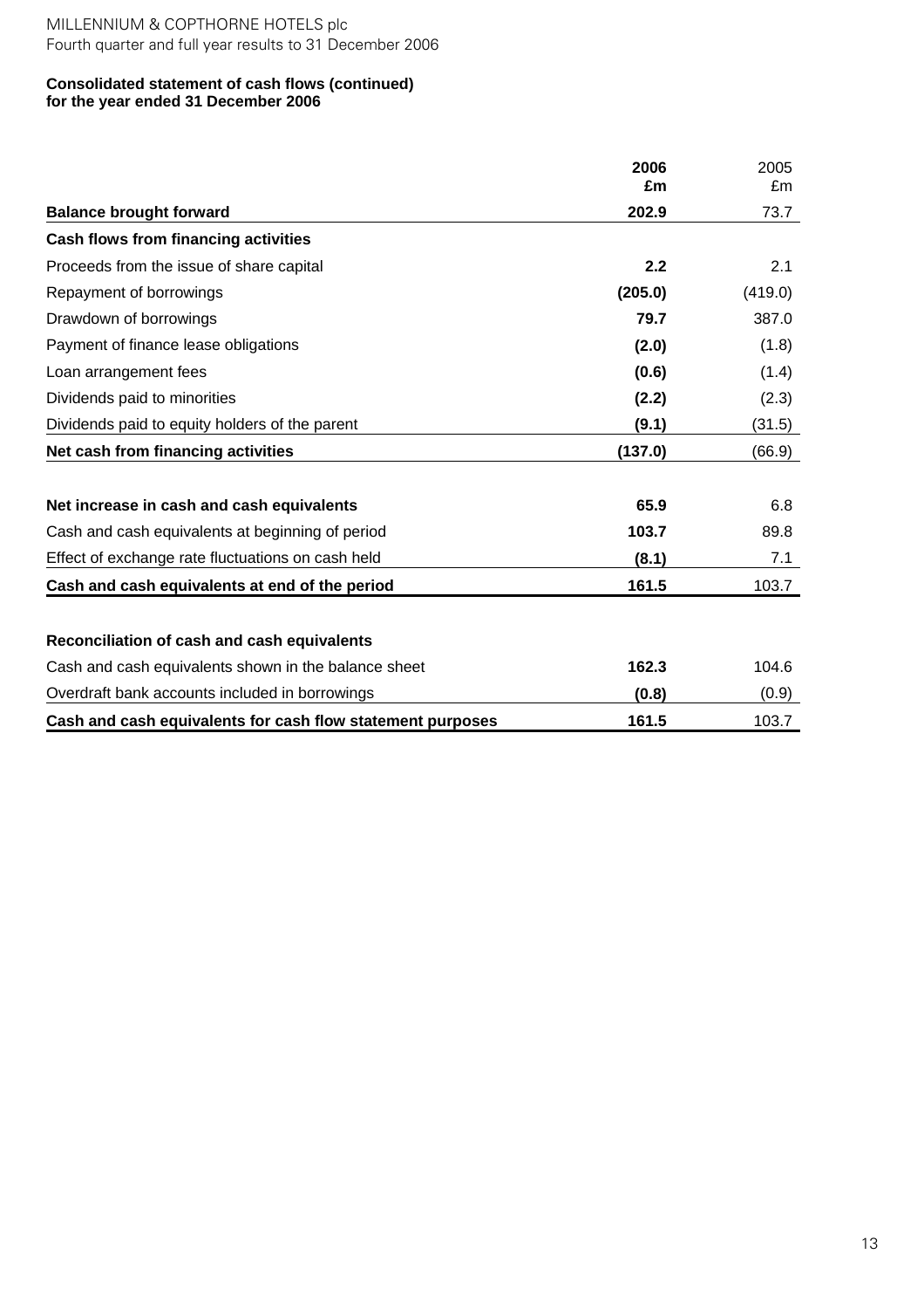**Consolidated statement of cash flows (continued)**
**for the year ended 31 December 2006**

| | **2006 £m** | 2005 £m |
|---|---|---|
| **Balance brought forward** | **202.9** | 73.7 |
| **Cash flows from financing activities** | | |
| Proceeds from the issue of share capital | **2.2** | 2.1 |
| Repayment of borrowings | **(205.0)** | (419.0) |
| Drawdown of borrowings | **79.7** | 387.0 |
| Payment of finance lease obligations | **(2.0)** | (1.8) |
| Loan arrangement fees | **(0.6)** | (1.4) |
| Dividends paid to minorities | **(2.2)** | (2.3) |
| Dividends paid to equity holders of the parent | **(9.1)** | (31.5) |
| **Net cash from financing activities** | **(137.0)** | (66.9) |
| | | |
| **Net increase in cash and cash equivalents** | **65.9** | 6.8 |
| Cash and cash equivalents at beginning of period | **103.7** | 89.8 |
| Effect of exchange rate fluctuations on cash held | **(8.1)** | 7.1 |
| **Cash and cash equivalents at end of the period** | **161.5** | 103.7 |
| | | |
| **Reconciliation of cash and cash equivalents** | | |
| Cash and cash equivalents shown in the balance sheet | **162.3** | 104.6 |
| Overdraft bank accounts included in borrowings | **(0.8)** | (0.9) |
| **Cash and cash equivalents for cash flow statement purposes** | **161.5** | 103.7 |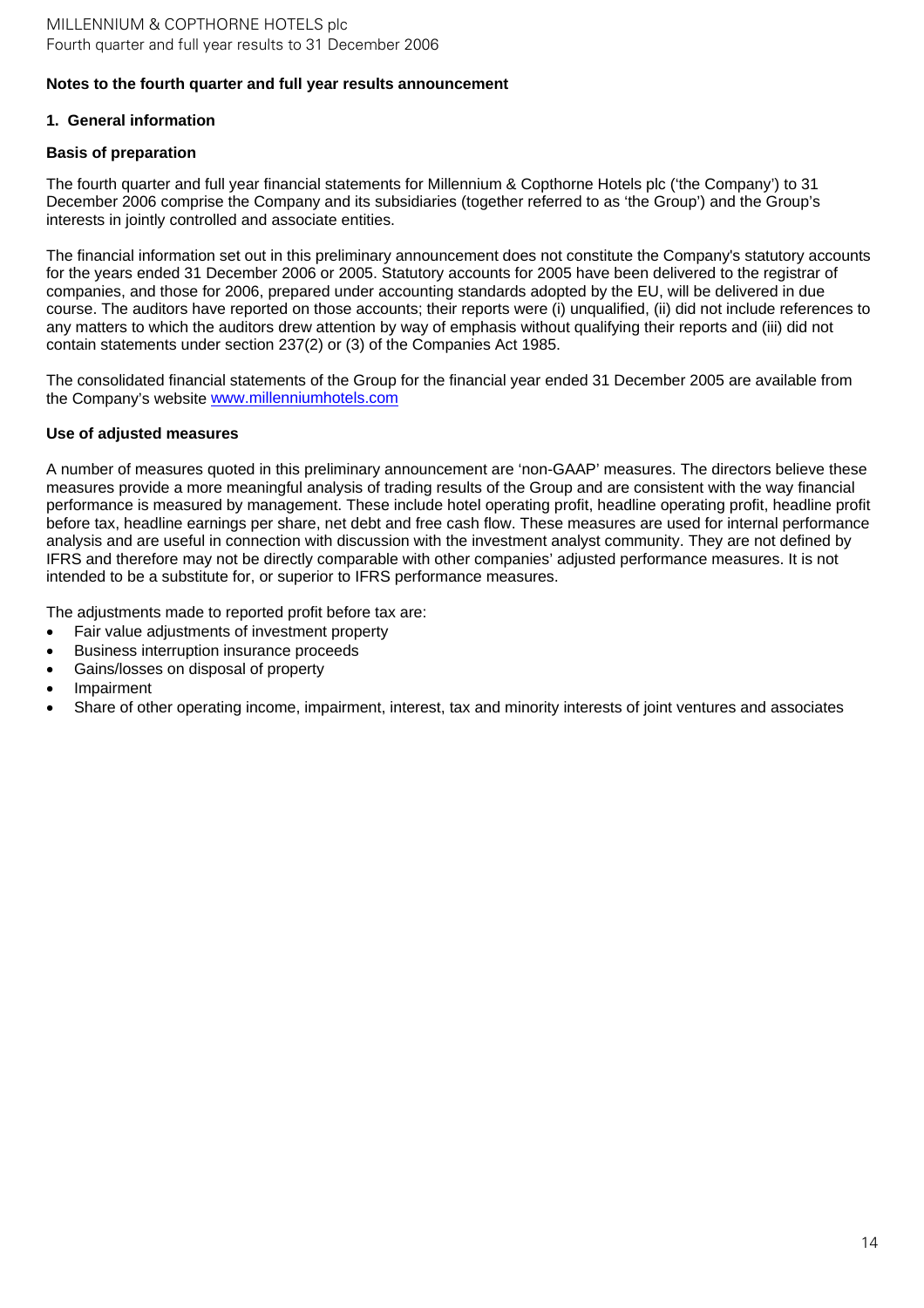**Notes to the fourth quarter and full year results announcement**

## 1. General information

### Basis of preparation

The fourth quarter and full year financial statements for Millennium & Copthorne Hotels plc ('the Company') to 31 December 2006 comprise the Company and its subsidiaries (together referred to as 'the Group') and the Group's interests in jointly controlled and associate entities.

The financial information set out in this preliminary announcement does not constitute the Company's statutory accounts for the years ended 31 December 2006 or 2005. Statutory accounts for 2005 have been delivered to the registrar of companies, and those for 2006, prepared under accounting standards adopted by the EU, will be delivered in due course. The auditors have reported on those accounts; their reports were (i) unqualified, (ii) did not include references to any matters to which the auditors drew attention by way of emphasis without qualifying their reports and (iii) did not contain statements under section 237(2) or (3) of the Companies Act 1985.

The consolidated financial statements of the Group for the financial year ended 31 December 2005 are available from the Company's website [www.millenniumhotels.com](http://www.millenniumhotels.com)

### Use of adjusted measures

A number of measures quoted in this preliminary announcement are 'non-GAAP' measures. The directors believe these measures provide a more meaningful analysis of trading results of the Group and are consistent with the way financial performance is measured by management. These include hotel operating profit, headline operating profit, headline profit before tax, headline earnings per share, net debt and free cash flow. These measures are used for internal performance analysis and are useful in connection with discussion with the investment analyst community. They are not defined by IFRS and therefore may not be directly comparable with other companies' adjusted performance measures. It is not intended to be a substitute for, or superior to IFRS performance measures.

The adjustments made to reported profit before tax are:

- Fair value adjustments of investment property
- Business interruption insurance proceeds
- Gains/losses on disposal of property
- Impairment
- Share of other operating income, impairment, interest, tax and minority interests of joint ventures and associates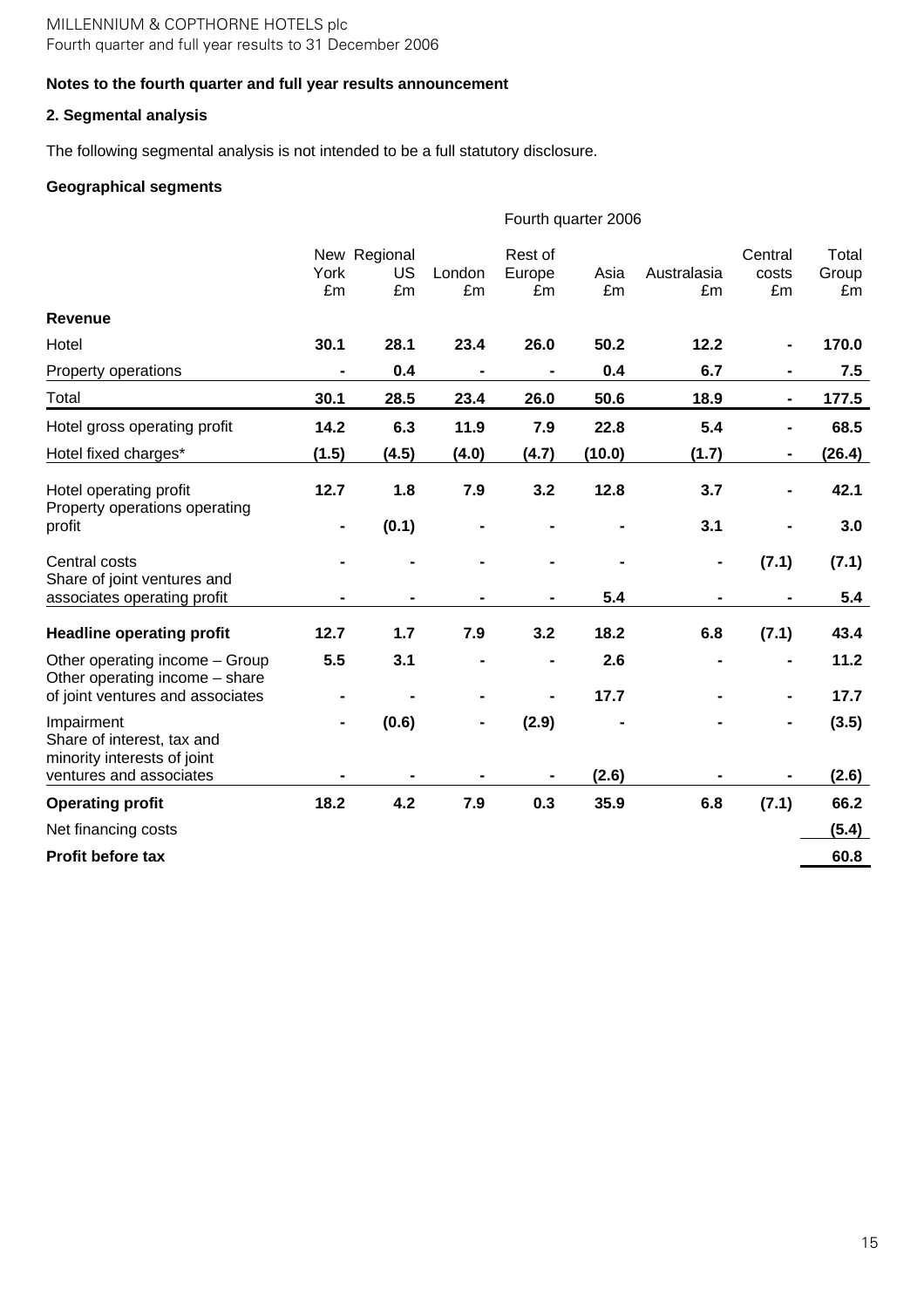**Notes to the fourth quarter and full year results announcement**

**2. Segmental analysis**

The following segmental analysis is not intended to be a full statutory disclosure.

**Geographical segments**

| | Fourth quarter 2006 | | | | | | | |
|---|---|---|---|---|---|---|---|---|
| | New York £m | Regional US £m | London £m | Rest of Europe £m | Asia £m | Australasia £m | Central costs £m | Total Group £m |
| **Revenue** | | | | | | | | |
| Hotel | **30.1** | **28.1** | **23.4** | **26.0** | **50.2** | **12.2** | **-** | **170.0** |
| Property operations | **-** | **0.4** | **-** | **-** | **0.4** | **6.7** | **-** | **7.5** |
| Total | **30.1** | **28.5** | **23.4** | **26.0** | **50.6** | **18.9** | **-** | **177.5** |
| Hotel gross operating profit | **14.2** | **6.3** | **11.9** | **7.9** | **22.8** | **5.4** | **-** | **68.5** |
| Hotel fixed charges* | **(1.5)** | **(4.5)** | **(4.0)** | **(4.7)** | **(10.0)** | **(1.7)** | **-** | **(26.4)** |
| Hotel operating profit | **12.7** | **1.8** | **7.9** | **3.2** | **12.8** | **3.7** | **-** | **42.1** |
| Property operations operating profit | **-** | **(0.1)** | **-** | **-** | **-** | **3.1** | **-** | **3.0** |
| Central costs | **-** | **-** | **-** | **-** | **-** | **-** | **(7.1)** | **(7.1)** |
| Share of joint ventures and associates operating profit | **-** | **-** | **-** | **-** | **5.4** | **-** | **-** | **5.4** |
| **Headline operating profit** | **12.7** | **1.7** | **7.9** | **3.2** | **18.2** | **6.8** | **(7.1)** | **43.4** |
| Other operating income – Group | **5.5** | **3.1** | **-** | **-** | **2.6** | **-** | **-** | **11.2** |
| Other operating income – share of joint ventures and associates | **-** | **-** | **-** | **-** | **17.7** | **-** | **-** | **17.7** |
| Impairment | **-** | **(0.6)** | **-** | **(2.9)** | **-** | **-** | **-** | **(3.5)** |
| Share of interest, tax and minority interests of joint ventures and associates | **-** | **-** | **-** | **-** | **(2.6)** | **-** | **-** | **(2.6)** |
| **Operating profit** | **18.2** | **4.2** | **7.9** | **0.3** | **35.9** | **6.8** | **(7.1)** | **66.2** |
| Net financing costs | | | | | | | | **(5.4)** |
| **Profit before tax** | | | | | | | | **60.8** |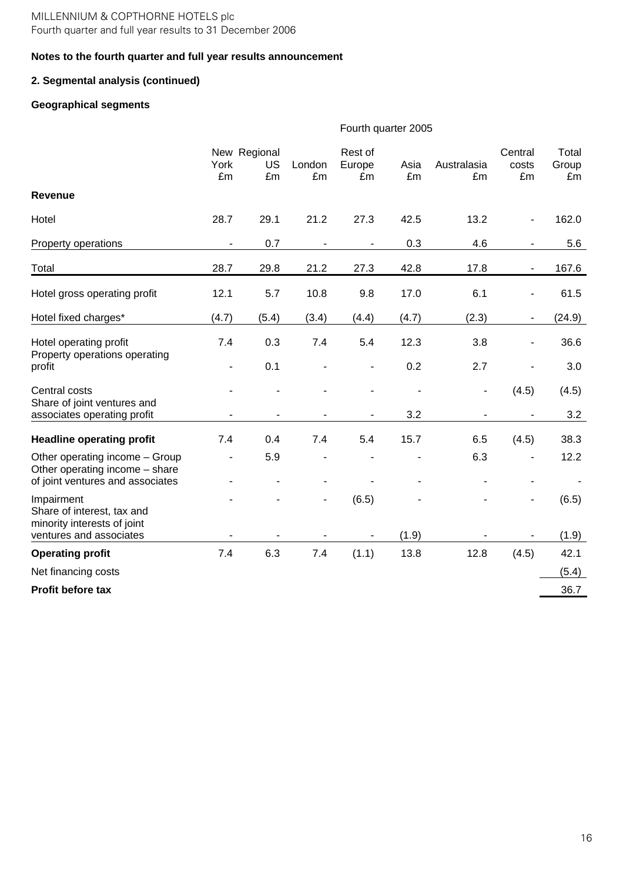## Notes to the fourth quarter and full year results announcement

### 2. Segmental analysis (continued)

### Geographical segments

| | Fourth quarter 2005 | | | | | | | |
|---|---|---|---|---|---|---|---|---|
| | New York £m | Regional US £m | London £m | Rest of Europe £m | Asia £m | Australasia £m | Central costs £m | Total Group £m |
| **Revenue** | | | | | | | | |
| Hotel | 28.7 | 29.1 | 21.2 | 27.3 | 42.5 | 13.2 | - | 162.0 |
| Property operations | - | 0.7 | - | - | 0.3 | 4.6 | - | 5.6 |
| Total | 28.7 | 29.8 | 21.2 | 27.3 | 42.8 | 17.8 | - | 167.6 |
| Hotel gross operating profit | 12.1 | 5.7 | 10.8 | 9.8 | 17.0 | 6.1 | - | 61.5 |
| Hotel fixed charges* | (4.7) | (5.4) | (3.4) | (4.4) | (4.7) | (2.3) | - | (24.9) |
| Hotel operating profit | 7.4 | 0.3 | 7.4 | 5.4 | 12.3 | 3.8 | - | 36.6 |
| Property operations operating profit | - | 0.1 | - | - | 0.2 | 2.7 | - | 3.0 |
| Central costs | - | - | - | - | - | - | (4.5) | (4.5) |
| Share of joint ventures and associates operating profit | - | - | - | - | 3.2 | - | - | 3.2 |
| **Headline operating profit** | 7.4 | 0.4 | 7.4 | 5.4 | 15.7 | 6.5 | (4.5) | 38.3 |
| Other operating income – Group | - | 5.9 | - | - | - | 6.3 | - | 12.2 |
| Other operating income – share of joint ventures and associates | - | - | - | - | - | - | - | - |
| Impairment | - | - | - | (6.5) | - | - | - | (6.5) |
| Share of interest, tax and minority interests of joint ventures and associates | - | - | - | - | (1.9) | - | - | (1.9) |
| **Operating profit** | 7.4 | 6.3 | 7.4 | (1.1) | 13.8 | 12.8 | (4.5) | 42.1 |
| Net financing costs | | | | | | | | (5.4) |
| **Profit before tax** | | | | | | | | 36.7 |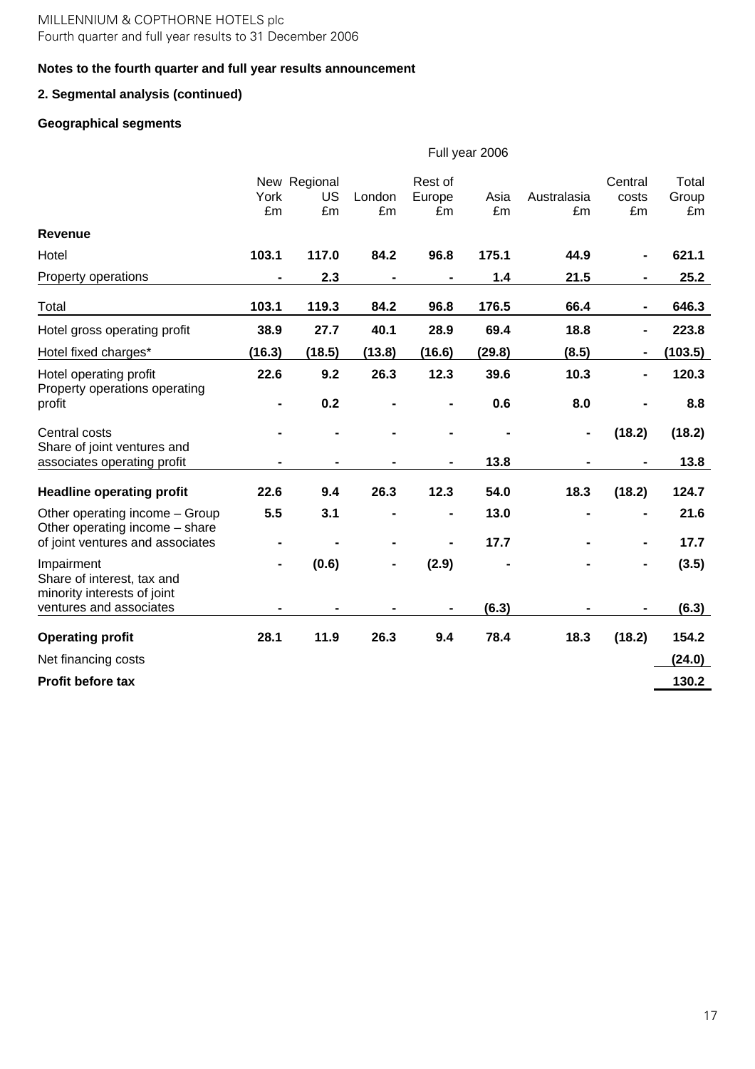**Notes to the fourth quarter and full year results announcement**

**2. Segmental analysis (continued)**

**Geographical segments**

| | Full year 2006 | | | | | | | |
|---|---|---|---|---|---|---|---|---|
| | New York £m | Regional US £m | London £m | Rest of Europe £m | Asia £m | Australasia £m | Central costs £m | Total Group £m |
| **Revenue** | | | | | | | | |
| Hotel | **103.1** | **117.0** | **84.2** | **96.8** | **175.1** | **44.9** | **-** | **621.1** |
| Property operations | **-** | **2.3** | **-** | **-** | **1.4** | **21.5** | **-** | **25.2** |
| Total | **103.1** | **119.3** | **84.2** | **96.8** | **176.5** | **66.4** | **-** | **646.3** |
| Hotel gross operating profit | **38.9** | **27.7** | **40.1** | **28.9** | **69.4** | **18.8** | **-** | **223.8** |
| Hotel fixed charges* | **(16.3)** | **(18.5)** | **(13.8)** | **(16.6)** | **(29.8)** | **(8.5)** | **-** | **(103.5)** |
| Hotel operating profit | **22.6** | **9.2** | **26.3** | **12.3** | **39.6** | **10.3** | **-** | **120.3** |
| Property operations operating profit | **-** | **0.2** | **-** | **-** | **0.6** | **8.0** | **-** | **8.8** |
| Central costs | **-** | **-** | **-** | **-** | **-** | **-** | **(18.2)** | **(18.2)** |
| Share of joint ventures and associates operating profit | **-** | **-** | **-** | **-** | **13.8** | **-** | **-** | **13.8** |
| **Headline operating profit** | **22.6** | **9.4** | **26.3** | **12.3** | **54.0** | **18.3** | **(18.2)** | **124.7** |
| Other operating income – Group | **5.5** | **3.1** | **-** | **-** | **13.0** | **-** | **-** | **21.6** |
| Other operating income – share of joint ventures and associates | **-** | **-** | **-** | **-** | **17.7** | **-** | **-** | **17.7** |
| Impairment | **-** | **(0.6)** | **-** | **(2.9)** | **-** | **-** | **-** | **(3.5)** |
| Share of interest, tax and minority interests of joint ventures and associates | **-** | **-** | **-** | **-** | **(6.3)** | **-** | **-** | **(6.3)** |
| **Operating profit** | **28.1** | **11.9** | **26.3** | **9.4** | **78.4** | **18.3** | **(18.2)** | **154.2** |
| Net financing costs | | | | | | | | **(24.0)** |
| **Profit before tax** | | | | | | | | **130.2** |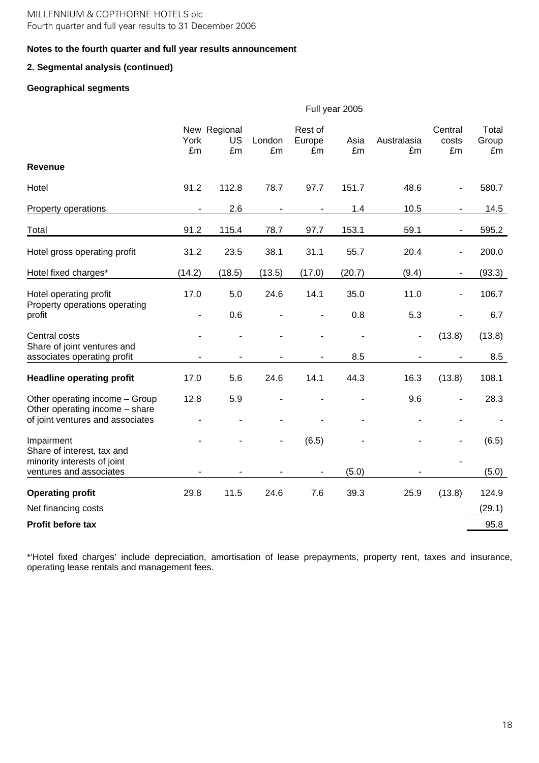**Notes to the fourth quarter and full year results announcement**

**2. Segmental analysis (continued)**

**Geographical segments**

| | Full year 2005 | | | | | | | |
|---|---|---|---|---|---|---|---|---|
| | New York £m | Regional US £m | London £m | Rest of Europe £m | Asia £m | Australasia £m | Central costs £m | Total Group £m |
| **Revenue** | | | | | | | | |
| Hotel | 91.2 | 112.8 | 78.7 | 97.7 | 151.7 | 48.6 | - | 580.7 |
| Property operations | - | 2.6 | - | - | 1.4 | 10.5 | - | 14.5 |
| Total | 91.2 | 115.4 | 78.7 | 97.7 | 153.1 | 59.1 | - | 595.2 |
| Hotel gross operating profit | 31.2 | 23.5 | 38.1 | 31.1 | 55.7 | 20.4 | - | 200.0 |
| Hotel fixed charges* | (14.2) | (18.5) | (13.5) | (17.0) | (20.7) | (9.4) | - | (93.3) |
| Hotel operating profit | 17.0 | 5.0 | 24.6 | 14.1 | 35.0 | 11.0 | - | 106.7 |
| Property operations operating profit | - | 0.6 | - | - | 0.8 | 5.3 | - | 6.7 |
| Central costs | - | - | - | - | - | - | (13.8) | (13.8) |
| Share of joint ventures and associates operating profit | - | - | - | - | 8.5 | - | - | 8.5 |
| **Headline operating profit** | 17.0 | 5.6 | 24.6 | 14.1 | 44.3 | 16.3 | (13.8) | 108.1 |
| Other operating income – Group | 12.8 | 5.9 | - | - | - | 9.6 | - | 28.3 |
| Other operating income – share of joint ventures and associates | - | - | - | - | - | - | - | - |
| Impairment | - | - | - | (6.5) | - | - | - | (6.5) |
| Share of interest, tax and minority interests of joint ventures and associates | - | - | - | - | (5.0) | - | - | (5.0) |
| **Operating profit** | 29.8 | 11.5 | 24.6 | 7.6 | 39.3 | 25.9 | (13.8) | 124.9 |
| Net financing costs | | | | | | | | (29.1) |
| **Profit before tax** | | | | | | | | 95.8 |

*'Hotel fixed charges' include depreciation, amortisation of lease prepayments, property rent, taxes and insurance, operating lease rentals and management fees.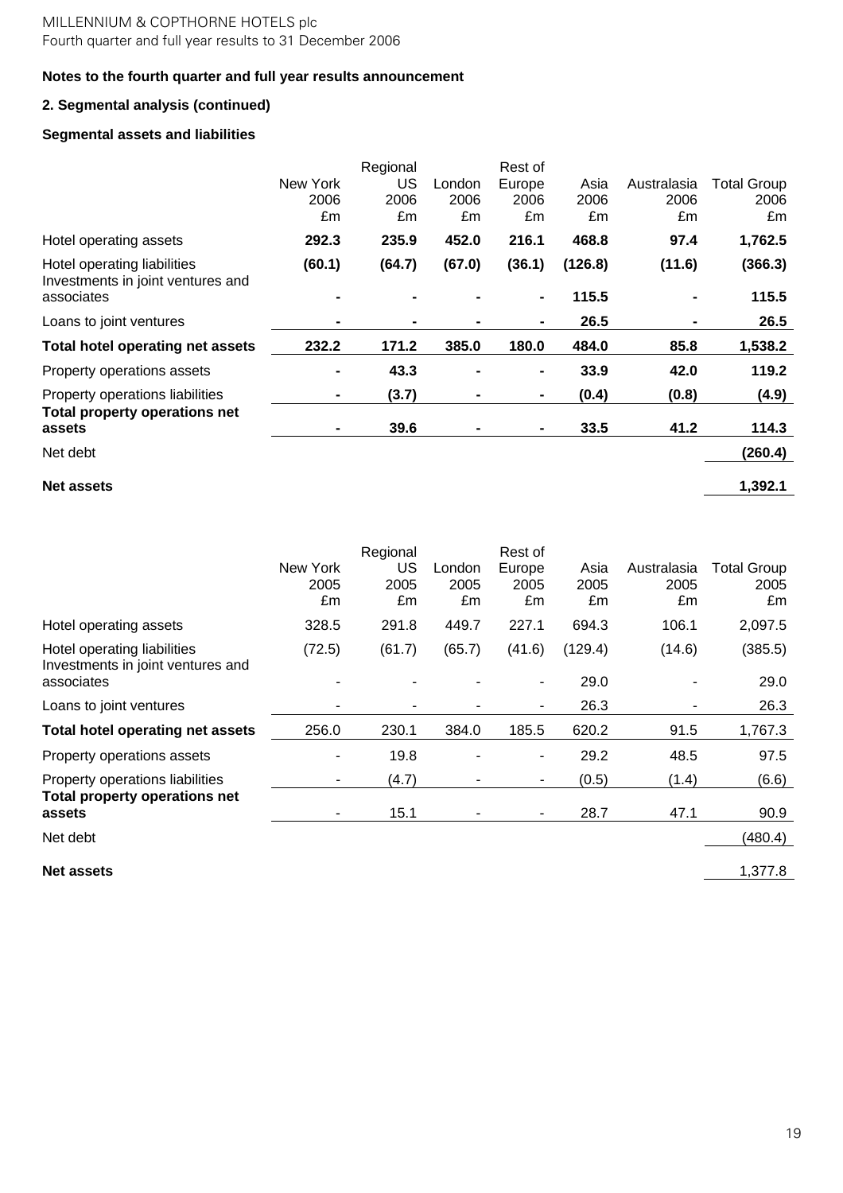**Notes to the fourth quarter and full year results announcement**

**2. Segmental analysis (continued)**

**Segmental assets and liabilities**

| | New York 2006 £m | Regional US 2006 £m | London 2006 £m | Rest of Europe 2006 £m | Asia 2006 £m | Australasia 2006 £m | Total Group 2006 £m |
|---|---|---|---|---|---|---|---|
| Hotel operating assets | **292.3** | **235.9** | **452.0** | **216.1** | **468.8** | **97.4** | **1,762.5** |
| Hotel operating liabilities | **(60.1)** | **(64.7)** | **(67.0)** | **(36.1)** | **(126.8)** | **(11.6)** | **(366.3)** |
| Investments in joint ventures and associates | **-** | **-** | **-** | **-** | **115.5** | **-** | **115.5** |
| Loans to joint ventures | **-** | **-** | **-** | **-** | **26.5** | **-** | **26.5** |
| **Total hotel operating net assets** | **232.2** | **171.2** | **385.0** | **180.0** | **484.0** | **85.8** | **1,538.2** |
| Property operations assets | **-** | **43.3** | **-** | **-** | **33.9** | **42.0** | **119.2** |
| Property operations liabilities | **-** | **(3.7)** | **-** | **-** | **(0.4)** | **(0.8)** | **(4.9)** |
| **Total property operations net assets** | **-** | **39.6** | **-** | **-** | **33.5** | **41.2** | **114.3** |
| Net debt | | | | | | | **(260.4)** |
| **Net assets** | | | | | | | **1,392.1** |

| | New York 2005 £m | Regional US 2005 £m | London 2005 £m | Rest of Europe 2005 £m | Asia 2005 £m | Australasia 2005 £m | Total Group 2005 £m |
|---|---|---|---|---|---|---|---|
| Hotel operating assets | 328.5 | 291.8 | 449.7 | 227.1 | 694.3 | 106.1 | 2,097.5 |
| Hotel operating liabilities | (72.5) | (61.7) | (65.7) | (41.6) | (129.4) | (14.6) | (385.5) |
| Investments in joint ventures and associates | - | - | - | - | 29.0 | - | 29.0 |
| Loans to joint ventures | - | - | - | - | 26.3 | - | 26.3 |
| **Total hotel operating net assets** | 256.0 | 230.1 | 384.0 | 185.5 | 620.2 | 91.5 | 1,767.3 |
| Property operations assets | - | 19.8 | - | - | 29.2 | 48.5 | 97.5 |
| Property operations liabilities | - | (4.7) | - | - | (0.5) | (1.4) | (6.6) |
| **Total property operations net assets** | - | 15.1 | - | - | 28.7 | 47.1 | 90.9 |
| Net debt | | | | | | | (480.4) |
| **Net assets** | | | | | | | 1,377.8 |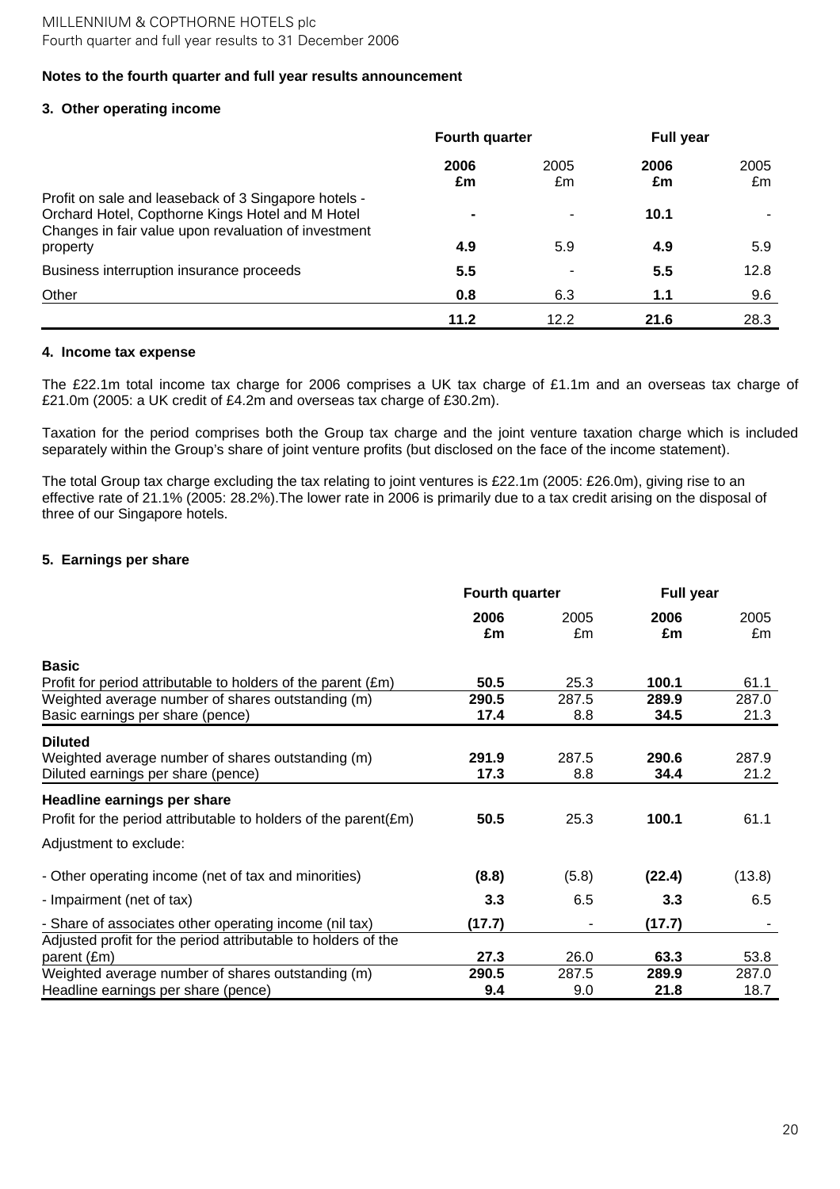## Notes to the fourth quarter and full year results announcement

### 3. Other operating income

| | Fourth quarter | | Full year | |
|---|---|---|---|---|
| | **2006 £m** | 2005 £m | **2006 £m** | 2005 £m |
| Profit on sale and leaseback of 3 Singapore hotels - Orchard Hotel, Copthorne Kings Hotel and M Hotel | **-** | - | **10.1** | - |
| Changes in fair value upon revaluation of investment property | **4.9** | 5.9 | **4.9** | 5.9 |
| Business interruption insurance proceeds | **5.5** | - | **5.5** | 12.8 |
| Other | **0.8** | 6.3 | **1.1** | 9.6 |
| | **11.2** | 12.2 | **21.6** | 28.3 |

### 4. Income tax expense

The £22.1m total income tax charge for 2006 comprises a UK tax charge of £1.1m and an overseas tax charge of £21.0m (2005: a UK credit of £4.2m and overseas tax charge of £30.2m).

Taxation for the period comprises both the Group tax charge and the joint venture taxation charge which is included separately within the Group's share of joint venture profits (but disclosed on the face of the income statement).

The total Group tax charge excluding the tax relating to joint ventures is £22.1m (2005: £26.0m), giving rise to an effective rate of 21.1% (2005: 28.2%).The lower rate in 2006 is primarily due to a tax credit arising on the disposal of three of our Singapore hotels.

### 5. Earnings per share

| | Fourth quarter | | Full year | |
|---|---|---|---|---|
| | **2006 £m** | 2005 £m | **2006 £m** | 2005 £m |
| **Basic** | | | | |
| Profit for period attributable to holders of the parent (£m) | **50.5** | 25.3 | **100.1** | 61.1 |
| Weighted average number of shares outstanding (m) | **290.5** | 287.5 | **289.9** | 287.0 |
| Basic earnings per share (pence) | **17.4** | 8.8 | **34.5** | 21.3 |
| **Diluted** | | | | |
| Weighted average number of shares outstanding (m) | **291.9** | 287.5 | **290.6** | 287.9 |
| Diluted earnings per share (pence) | **17.3** | 8.8 | **34.4** | 21.2 |
| **Headline earnings per share** | | | | |
| Profit for the period attributable to holders of the parent(£m) | **50.5** | 25.3 | **100.1** | 61.1 |
| Adjustment to exclude: | | | | |
| - Other operating income (net of tax and minorities) | **(8.8)** | (5.8) | **(22.4)** | (13.8) |
| - Impairment (net of tax) | **3.3** | 6.5 | **3.3** | 6.5 |
| - Share of associates other operating income (nil tax) | **(17.7)** | - | **(17.7)** | - |
| Adjusted profit for the period attributable to holders of the parent (£m) | **27.3** | 26.0 | **63.3** | 53.8 |
| Weighted average number of shares outstanding (m) | **290.5** | 287.5 | **289.9** | 287.0 |
| Headline earnings per share (pence) | **9.4** | 9.0 | **21.8** | 18.7 |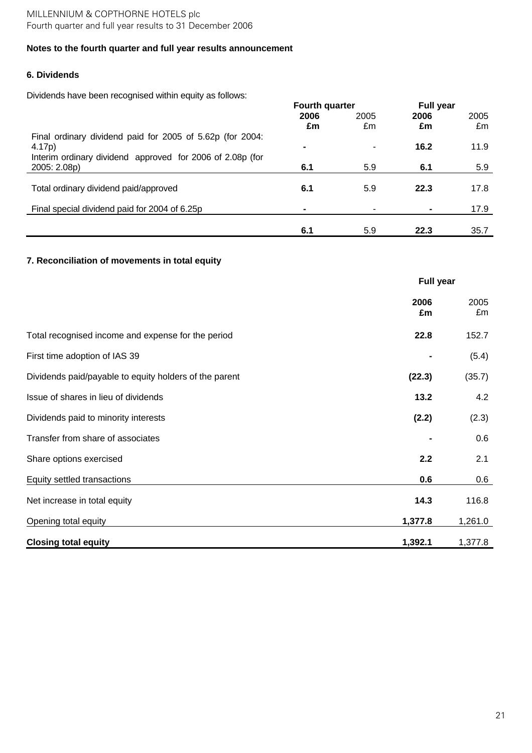**Notes to the fourth quarter and full year results announcement**

**6. Dividends**

Dividends have been recognised within equity as follows:

| | Fourth quarter | | Full year | |
|---|---|---|---|---|
| | **2006 £m** | 2005 £m | **2006 £m** | 2005 £m |
| Final ordinary dividend paid for 2005 of 5.62p (for 2004: 4.17p) | **-** | - | **16.2** | 11.9 |
| Interim ordinary dividend approved for 2006 of 2.08p (for 2005: 2.08p) | **6.1** | 5.9 | **6.1** | 5.9 |
| Total ordinary dividend paid/approved | **6.1** | 5.9 | **22.3** | 17.8 |
| Final special dividend paid for 2004 of 6.25p | **-** | - | **-** | 17.9 |
| | **6.1** | 5.9 | **22.3** | 35.7 |

**7. Reconciliation of movements in total equity**

| | Full year | |
|---|---|---|
| | **2006 £m** | 2005 £m |
| Total recognised income and expense for the period | **22.8** | 152.7 |
| First time adoption of IAS 39 | **-** | (5.4) |
| Dividends paid/payable to equity holders of the parent | **(22.3)** | (35.7) |
| Issue of shares in lieu of dividends | **13.2** | 4.2 |
| Dividends paid to minority interests | **(2.2)** | (2.3) |
| Transfer from share of associates | **-** | 0.6 |
| Share options exercised | **2.2** | 2.1 |
| Equity settled transactions | **0.6** | 0.6 |
| Net increase in total equity | **14.3** | 116.8 |
| Opening total equity | **1,377.8** | 1,261.0 |
| **Closing total equity** | **1,392.1** | 1,377.8 |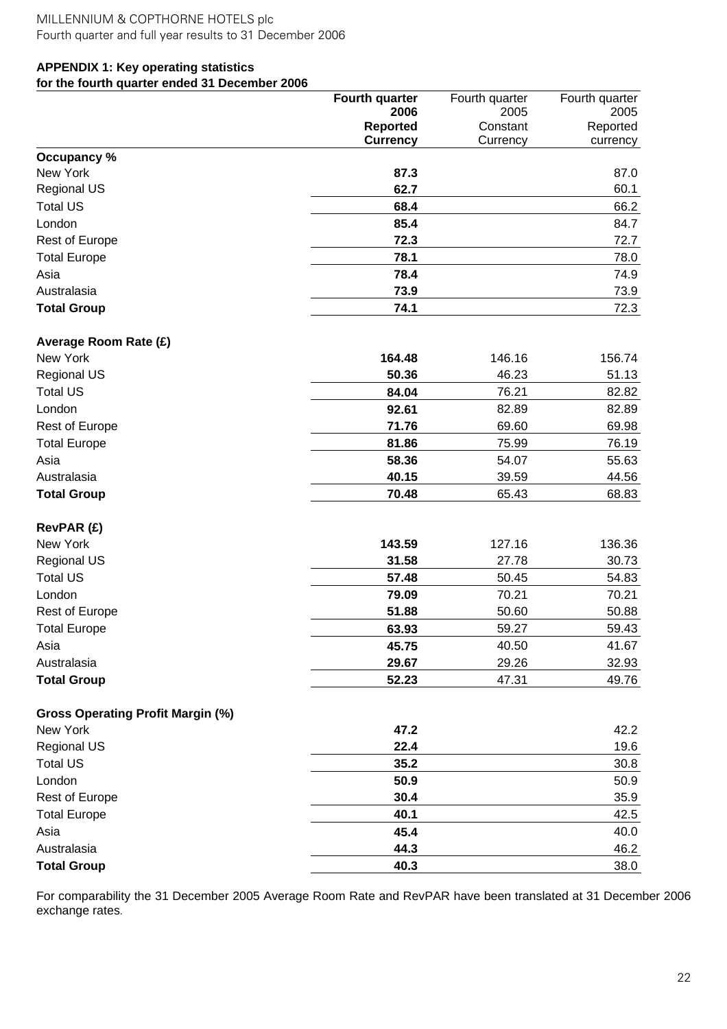MILLENNIUM & COPTHORNE HOTELS plc
Fourth quarter and full year results to 31 December 2006

**APPENDIX 1: Key operating statistics**
**for the fourth quarter ended 31 December 2006**

| | **Fourth quarter 2006 Reported Currency** | Fourth quarter 2005 Constant Currency | Fourth quarter 2005 Reported currency |
|---|---|---|---|
| **Occupancy %** | | | |
| New York | **87.3** | | 87.0 |
| Regional US | **62.7** | | 60.1 |
| Total US | **68.4** | | 66.2 |
| London | **85.4** | | 84.7 |
| Rest of Europe | **72.3** | | 72.7 |
| Total Europe | **78.1** | | 78.0 |
| Asia | **78.4** | | 74.9 |
| Australasia | **73.9** | | 73.9 |
| **Total Group** | **74.1** | | 72.3 |
| | | | |
| **Average Room Rate (£)** | | | |
| New York | **164.48** | 146.16 | 156.74 |
| Regional US | **50.36** | 46.23 | 51.13 |
| Total US | **84.04** | 76.21 | 82.82 |
| London | **92.61** | 82.89 | 82.89 |
| Rest of Europe | **71.76** | 69.60 | 69.98 |
| Total Europe | **81.86** | 75.99 | 76.19 |
| Asia | **58.36** | 54.07 | 55.63 |
| Australasia | **40.15** | 39.59 | 44.56 |
| **Total Group** | **70.48** | 65.43 | 68.83 |
| | | | |
| **RevPAR (£)** | | | |
| New York | **143.59** | 127.16 | 136.36 |
| Regional US | **31.58** | 27.78 | 30.73 |
| Total US | **57.48** | 50.45 | 54.83 |
| London | **79.09** | 70.21 | 70.21 |
| Rest of Europe | **51.88** | 50.60 | 50.88 |
| Total Europe | **63.93** | 59.27 | 59.43 |
| Asia | **45.75** | 40.50 | 41.67 |
| Australasia | **29.67** | 29.26 | 32.93 |
| **Total Group** | **52.23** | 47.31 | 49.76 |
| | | | |
| **Gross Operating Profit Margin (%)** | | | |
| New York | **47.2** | | 42.2 |
| Regional US | **22.4** | | 19.6 |
| Total US | **35.2** | | 30.8 |
| London | **50.9** | | 50.9 |
| Rest of Europe | **30.4** | | 35.9 |
| Total Europe | **40.1** | | 42.5 |
| Asia | **45.4** | | 40.0 |
| Australasia | **44.3** | | 46.2 |
| **Total Group** | **40.3** | | 38.0 |

For comparability the 31 December 2005 Average Room Rate and RevPAR have been translated at 31 December 2006 exchange rates.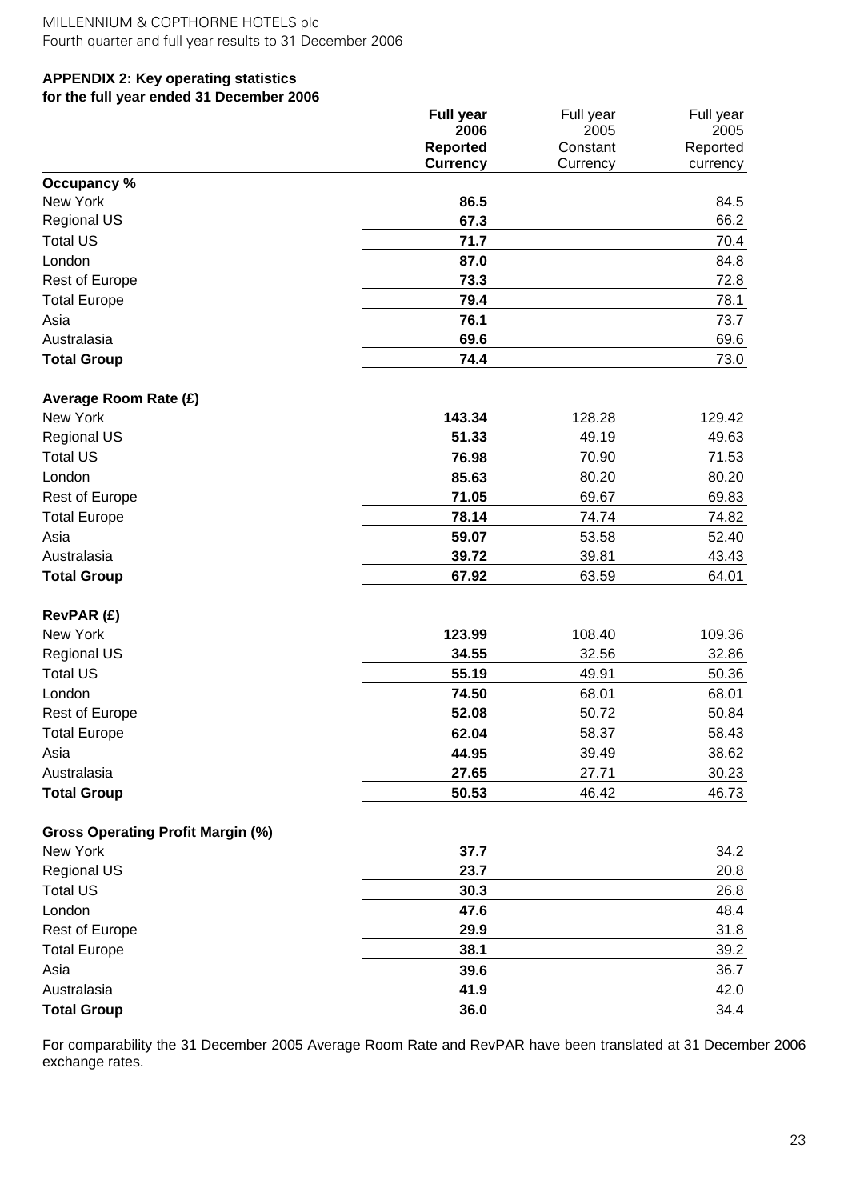MILLENNIUM & COPTHORNE HOTELS plc
Fourth quarter and full year results to 31 December 2006

**APPENDIX 2: Key operating statistics**
**for the full year ended 31 December 2006**

| | **Full year 2006 Reported Currency** | Full year 2005 Constant Currency | Full year 2005 Reported currency |
|---|---|---|---|
| **Occupancy %** | | | |
| New York | **86.5** | | 84.5 |
| Regional US | **67.3** | | 66.2 |
| Total US | **71.7** | | 70.4 |
| London | **87.0** | | 84.8 |
| Rest of Europe | **73.3** | | 72.8 |
| Total Europe | **79.4** | | 78.1 |
| Asia | **76.1** | | 73.7 |
| Australasia | **69.6** | | 69.6 |
| **Total Group** | **74.4** | | 73.0 |
| **Average Room Rate (£)** | | | |
| New York | **143.34** | 128.28 | 129.42 |
| Regional US | **51.33** | 49.19 | 49.63 |
| Total US | **76.98** | 70.90 | 71.53 |
| London | **85.63** | 80.20 | 80.20 |
| Rest of Europe | **71.05** | 69.67 | 69.83 |
| Total Europe | **78.14** | 74.74 | 74.82 |
| Asia | **59.07** | 53.58 | 52.40 |
| Australasia | **39.72** | 39.81 | 43.43 |
| **Total Group** | **67.92** | 63.59 | 64.01 |
| **RevPAR (£)** | | | |
| New York | **123.99** | 108.40 | 109.36 |
| Regional US | **34.55** | 32.56 | 32.86 |
| Total US | **55.19** | 49.91 | 50.36 |
| London | **74.50** | 68.01 | 68.01 |
| Rest of Europe | **52.08** | 50.72 | 50.84 |
| Total Europe | **62.04** | 58.37 | 58.43 |
| Asia | **44.95** | 39.49 | 38.62 |
| Australasia | **27.65** | 27.71 | 30.23 |
| **Total Group** | **50.53** | 46.42 | 46.73 |
| **Gross Operating Profit Margin (%)** | | | |
| New York | **37.7** | | 34.2 |
| Regional US | **23.7** | | 20.8 |
| Total US | **30.3** | | 26.8 |
| London | **47.6** | | 48.4 |
| Rest of Europe | **29.9** | | 31.8 |
| Total Europe | **38.1** | | 39.2 |
| Asia | **39.6** | | 36.7 |
| Australasia | **41.9** | | 42.0 |
| **Total Group** | **36.0** | | 34.4 |

For comparability the 31 December 2005 Average Room Rate and RevPAR have been translated at 31 December 2006 exchange rates.